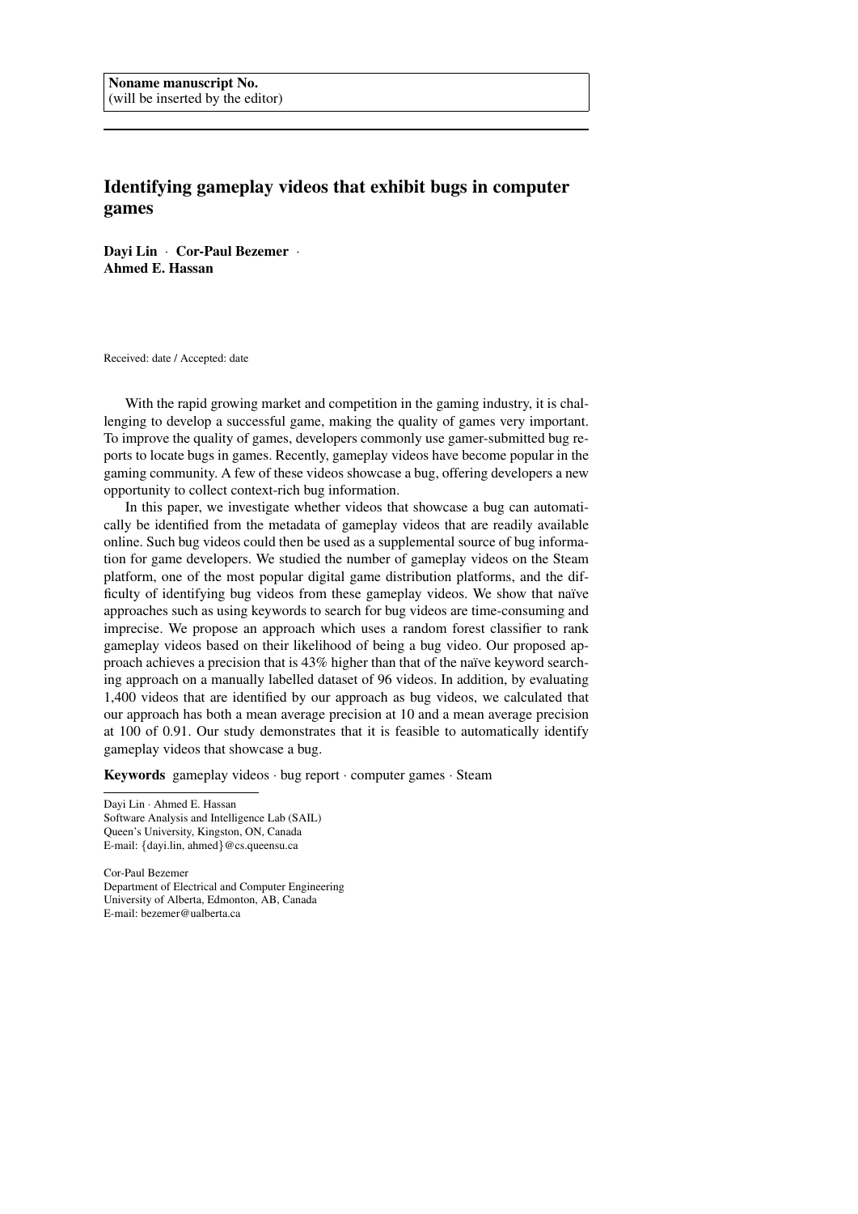Noname manuscript No.
(will be inserted by the editor)

# Identifying gameplay videos that exhibit bugs in computer games

**Dayi Lin** · **Cor-Paul Bezemer** · **Ahmed E. Hassan**

Received: date / Accepted: date

With the rapid growing market and competition in the gaming industry, it is challenging to develop a successful game, making the quality of games very important. To improve the quality of games, developers commonly use gamer-submitted bug reports to locate bugs in games. Recently, gameplay videos have become popular in the gaming community. A few of these videos showcase a bug, offering developers a new opportunity to collect context-rich bug information.

In this paper, we investigate whether videos that showcase a bug can automatically be identified from the metadata of gameplay videos that are readily available online. Such bug videos could then be used as a supplemental source of bug information for game developers. We studied the number of gameplay videos on the Steam platform, one of the most popular digital game distribution platforms, and the difficulty of identifying bug videos from these gameplay videos. We show that naïve approaches such as using keywords to search for bug videos are time-consuming and imprecise. We propose an approach which uses a random forest classifier to rank gameplay videos based on their likelihood of being a bug video. Our proposed approach achieves a precision that is 43% higher than that of the naïve keyword searching approach on a manually labelled dataset of 96 videos. In addition, by evaluating 1,400 videos that are identified by our approach as bug videos, we calculated that our approach has both a mean average precision at 10 and a mean average precision at 100 of 0.91. Our study demonstrates that it is feasible to automatically identify gameplay videos that showcase a bug.

**Keywords** gameplay videos · bug report · computer games · Steam

Dayi Lin · Ahmed E. Hassan
Software Analysis and Intelligence Lab (SAIL)
Queen's University, Kingston, ON, Canada
E-mail: {dayi.lin, ahmed}@cs.queensu.ca

Cor-Paul Bezemer
Department of Electrical and Computer Engineering
University of Alberta, Edmonton, AB, Canada
E-mail: bezemer@ualberta.ca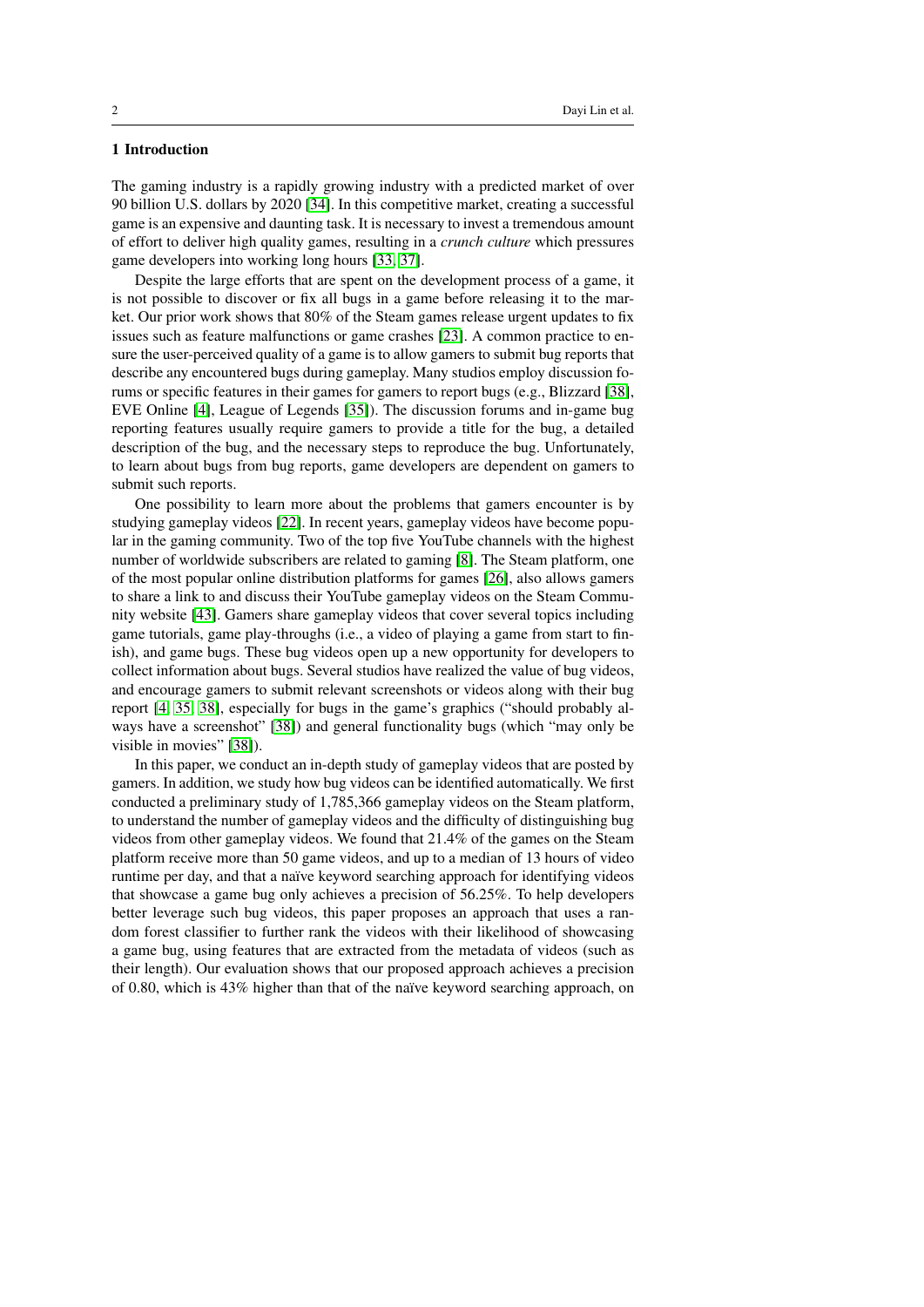## 1 Introduction

The gaming industry is a rapidly growing industry with a predicted market of over 90 billion U.S. dollars by 2020 [34]. In this competitive market, creating a successful game is an expensive and daunting task. It is necessary to invest a tremendous amount of effort to deliver high quality games, resulting in a *crunch culture* which pressures game developers into working long hours [33, 37].

Despite the large efforts that are spent on the development process of a game, it is not possible to discover or fix all bugs in a game before releasing it to the market. Our prior work shows that 80% of the Steam games release urgent updates to fix issues such as feature malfunctions or game crashes [23]. A common practice to ensure the user-perceived quality of a game is to allow gamers to submit bug reports that describe any encountered bugs during gameplay. Many studios employ discussion forums or specific features in their games for gamers to report bugs (e.g., Blizzard [38], EVE Online [4], League of Legends [35]). The discussion forums and in-game bug reporting features usually require gamers to provide a title for the bug, a detailed description of the bug, and the necessary steps to reproduce the bug. Unfortunately, to learn about bugs from bug reports, game developers are dependent on gamers to submit such reports.

One possibility to learn more about the problems that gamers encounter is by studying gameplay videos [22]. In recent years, gameplay videos have become popular in the gaming community. Two of the top five YouTube channels with the highest number of worldwide subscribers are related to gaming [8]. The Steam platform, one of the most popular online distribution platforms for games [26], also allows gamers to share a link to and discuss their YouTube gameplay videos on the Steam Community website [43]. Gamers share gameplay videos that cover several topics including game tutorials, game play-throughs (i.e., a video of playing a game from start to finish), and game bugs. These bug videos open up a new opportunity for developers to collect information about bugs. Several studios have realized the value of bug videos, and encourage gamers to submit relevant screenshots or videos along with their bug report [4, 35, 38], especially for bugs in the game's graphics ("should probably always have a screenshot" [38]) and general functionality bugs (which "may only be visible in movies" [38]).

In this paper, we conduct an in-depth study of gameplay videos that are posted by gamers. In addition, we study how bug videos can be identified automatically. We first conducted a preliminary study of 1,785,366 gameplay videos on the Steam platform, to understand the number of gameplay videos and the difficulty of distinguishing bug videos from other gameplay videos. We found that 21.4% of the games on the Steam platform receive more than 50 game videos, and up to a median of 13 hours of video runtime per day, and that a naïve keyword searching approach for identifying videos that showcase a game bug only achieves a precision of 56.25%. To help developers better leverage such bug videos, this paper proposes an approach that uses a random forest classifier to further rank the videos with their likelihood of showcasing a game bug, using features that are extracted from the metadata of videos (such as their length). Our evaluation shows that our proposed approach achieves a precision of 0.80, which is 43% higher than that of the naïve keyword searching approach, on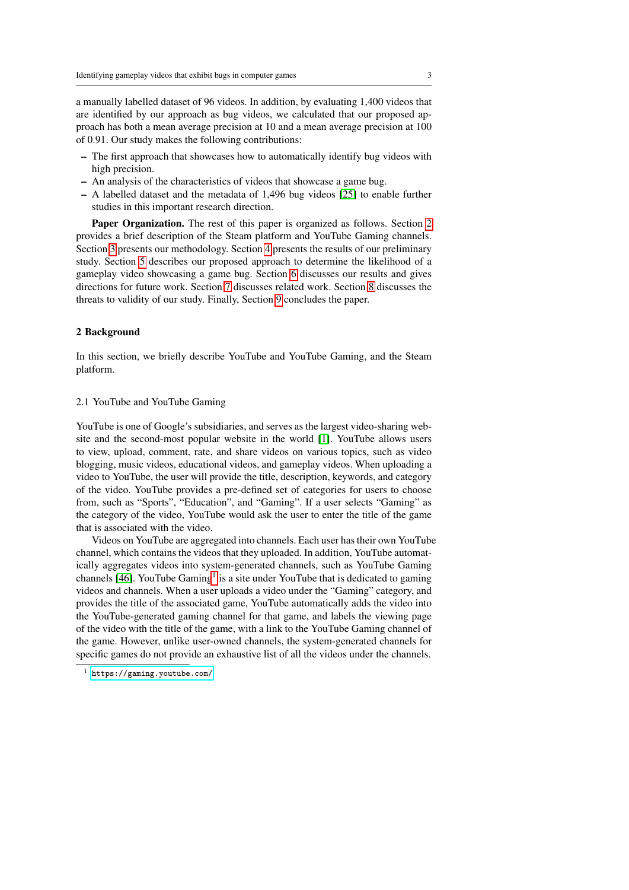a manually labelled dataset of 96 videos. In addition, by evaluating 1,400 videos that are identified by our approach as bug videos, we calculated that our proposed approach has both a mean average precision at 10 and a mean average precision at 100 of 0.91. Our study makes the following contributions:

- The first approach that showcases how to automatically identify bug videos with high precision.
- An analysis of the characteristics of videos that showcase a game bug.
- A labelled dataset and the metadata of 1,496 bug videos [25] to enable further studies in this important research direction.

**Paper Organization.** The rest of this paper is organized as follows. Section 2 provides a brief description of the Steam platform and YouTube Gaming channels. Section 3 presents our methodology. Section 4 presents the results of our preliminary study. Section 5 describes our proposed approach to determine the likelihood of a gameplay video showcasing a game bug. Section 6 discusses our results and gives directions for future work. Section 7 discusses related work. Section 8 discusses the threats to validity of our study. Finally, Section 9 concludes the paper.

## 2 Background

In this section, we briefly describe YouTube and YouTube Gaming, and the Steam platform.

### 2.1 YouTube and YouTube Gaming

YouTube is one of Google's subsidiaries, and serves as the largest video-sharing website and the second-most popular website in the world [1]. YouTube allows users to view, upload, comment, rate, and share videos on various topics, such as video blogging, music videos, educational videos, and gameplay videos. When uploading a video to YouTube, the user will provide the title, description, keywords, and category of the video. YouTube provides a pre-defined set of categories for users to choose from, such as "Sports", "Education", and "Gaming". If a user selects "Gaming" as the category of the video, YouTube would ask the user to enter the title of the game that is associated with the video.

Videos on YouTube are aggregated into channels. Each user has their own YouTube channel, which contains the videos that they uploaded. In addition, YouTube automatically aggregates videos into system-generated channels, such as YouTube Gaming channels [46]. YouTube Gaming[1] is a site under YouTube that is dedicated to gaming videos and channels. When a user uploads a video under the "Gaming" category, and provides the title of the associated game, YouTube automatically adds the video into the YouTube-generated gaming channel for that game, and labels the viewing page of the video with the title of the game, with a link to the YouTube Gaming channel of the game. However, unlike user-owned channels, the system-generated channels for specific games do not provide an exhaustive list of all the videos under the channels.

[1] https://gaming.youtube.com/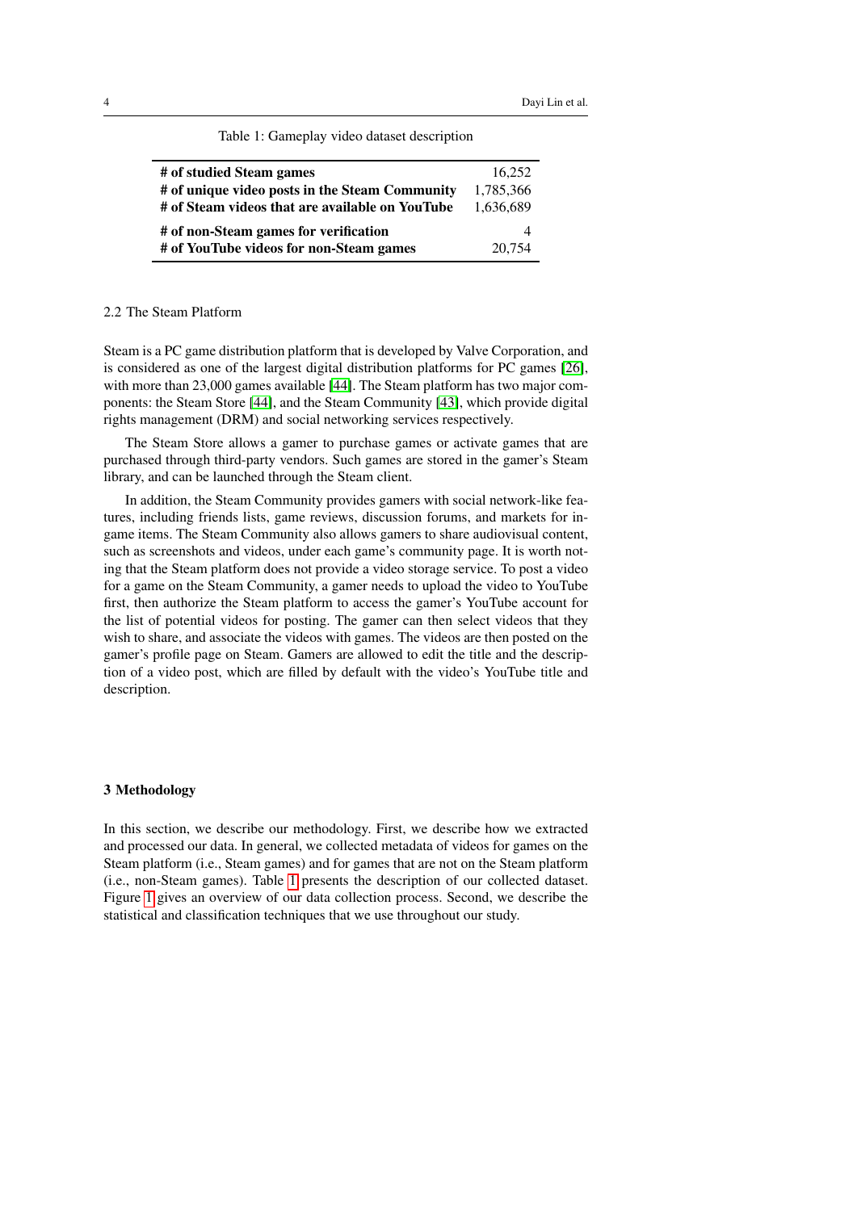Table 1: Gameplay video dataset description

| | |
|---|---|
| **# of studied Steam games** | 16,252 |
| **# of unique video posts in the Steam Community** | 1,785,366 |
| **# of Steam videos that are available on YouTube** | 1,636,689 |
| **# of non-Steam games for verification** | 4 |
| **# of YouTube videos for non-Steam games** | 20,754 |

## 2.2 The Steam Platform

Steam is a PC game distribution platform that is developed by Valve Corporation, and is considered as one of the largest digital distribution platforms for PC games [26], with more than 23,000 games available [44]. The Steam platform has two major components: the Steam Store [44], and the Steam Community [43], which provide digital rights management (DRM) and social networking services respectively.

The Steam Store allows a gamer to purchase games or activate games that are purchased through third-party vendors. Such games are stored in the gamer's Steam library, and can be launched through the Steam client.

In addition, the Steam Community provides gamers with social network-like features, including friends lists, game reviews, discussion forums, and markets for in-game items. The Steam Community also allows gamers to share audiovisual content, such as screenshots and videos, under each game's community page. It is worth noting that the Steam platform does not provide a video storage service. To post a video for a game on the Steam Community, a gamer needs to upload the video to YouTube first, then authorize the Steam platform to access the gamer's YouTube account for the list of potential videos for posting. The gamer can then select videos that they wish to share, and associate the videos with games. The videos are then posted on the gamer's profile page on Steam. Gamers are allowed to edit the title and the description of a video post, which are filled by default with the video's YouTube title and description.

# 3 Methodology

In this section, we describe our methodology. First, we describe how we extracted and processed our data. In general, we collected metadata of videos for games on the Steam platform (i.e., Steam games) and for games that are not on the Steam platform (i.e., non-Steam games). Table 1 presents the description of our collected dataset. Figure 1 gives an overview of our data collection process. Second, we describe the statistical and classification techniques that we use throughout our study.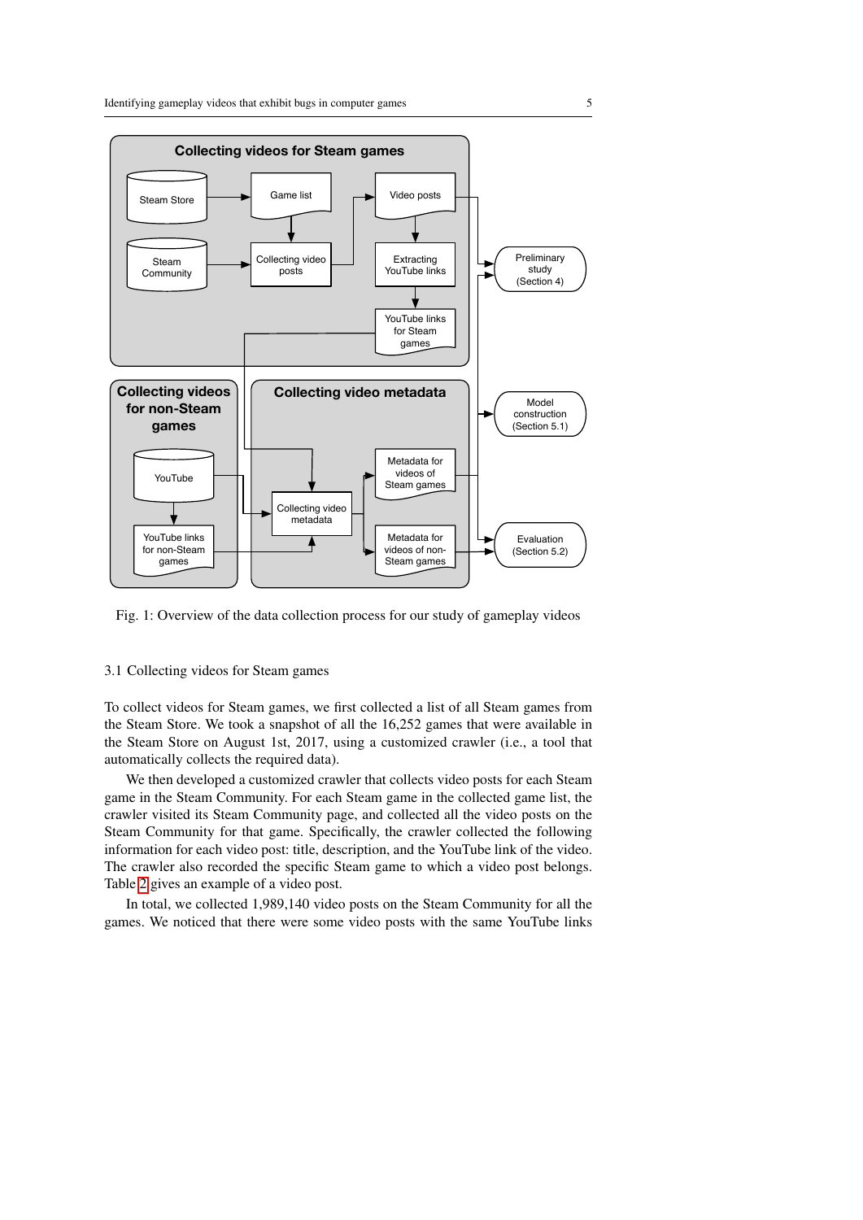Fig. 1: Overview of the data collection process for our study of gameplay videos

### 3.1 Collecting videos for Steam games

To collect videos for Steam games, we first collected a list of all Steam games from the Steam Store. We took a snapshot of all the 16,252 games that were available in the Steam Store on August 1st, 2017, using a customized crawler (i.e., a tool that automatically collects the required data).

We then developed a customized crawler that collects video posts for each Steam game in the Steam Community. For each Steam game in the collected game list, the crawler visited its Steam Community page, and collected all the video posts on the Steam Community for that game. Specifically, the crawler collected the following information for each video post: title, description, and the YouTube link of the video. The crawler also recorded the specific Steam game to which a video post belongs. Table 2 gives an example of a video post.

In total, we collected 1,989,140 video posts on the Steam Community for all the games. We noticed that there were some video posts with the same YouTube links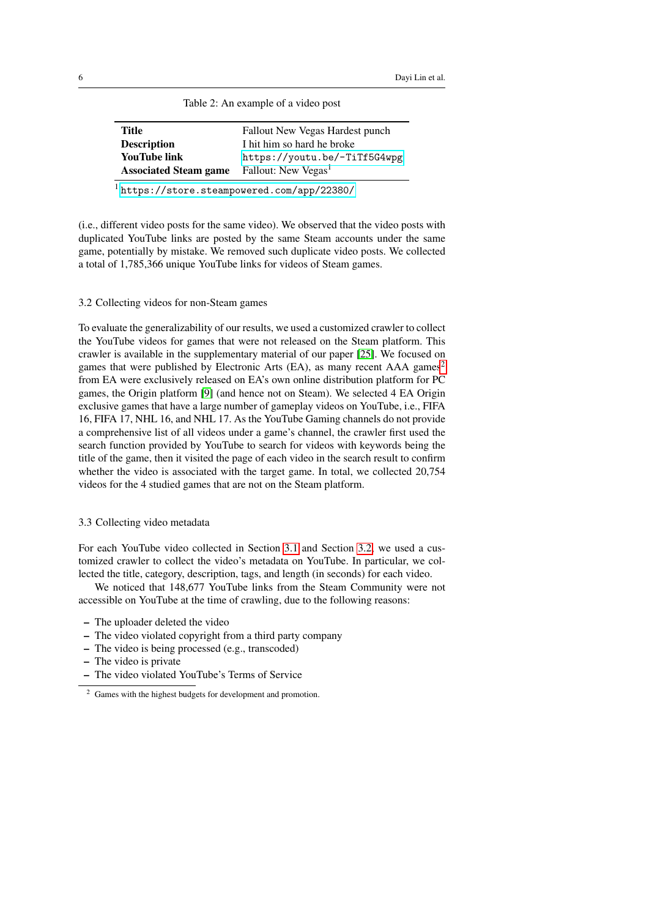Table 2: An example of a video post

| | |
|---|---|
| **Title** | Fallout New Vegas Hardest punch |
| **Description** | I hit him so hard he broke |
| **YouTube link** | `https://youtu.be/-TiTf5G4wpg` |
| **Associated Steam game** | Fallout: New Vegas[1] |

[1] `https://store.steampowered.com/app/22380/`

(i.e., different video posts for the same video). We observed that the video posts with duplicated YouTube links are posted by the same Steam accounts under the same game, potentially by mistake. We removed such duplicate video posts. We collected a total of 1,785,366 unique YouTube links for videos of Steam games.

### 3.2 Collecting videos for non-Steam games

To evaluate the generalizability of our results, we used a customized crawler to collect the YouTube videos for games that were not released on the Steam platform. This crawler is available in the supplementary material of our paper [25]. We focused on games that were published by Electronic Arts (EA), as many recent AAA games[2] from EA were exclusively released on EA's own online distribution platform for PC games, the Origin platform [9] (and hence not on Steam). We selected 4 EA Origin exclusive games that have a large number of gameplay videos on YouTube, i.e., FIFA 16, FIFA 17, NHL 16, and NHL 17. As the YouTube Gaming channels do not provide a comprehensive list of all videos under a game's channel, the crawler first used the search function provided by YouTube to search for videos with keywords being the title of the game, then it visited the page of each video in the search result to confirm whether the video is associated with the target game. In total, we collected 20,754 videos for the 4 studied games that are not on the Steam platform.

### 3.3 Collecting video metadata

For each YouTube video collected in Section 3.1 and Section 3.2, we used a customized crawler to collect the video's metadata on YouTube. In particular, we collected the title, category, description, tags, and length (in seconds) for each video.

We noticed that 148,677 YouTube links from the Steam Community were not accessible on YouTube at the time of crawling, due to the following reasons:

- The uploader deleted the video
- The video violated copyright from a third party company
- The video is being processed (e.g., transcoded)
- The video is private
- The video violated YouTube's Terms of Service

[2] Games with the highest budgets for development and promotion.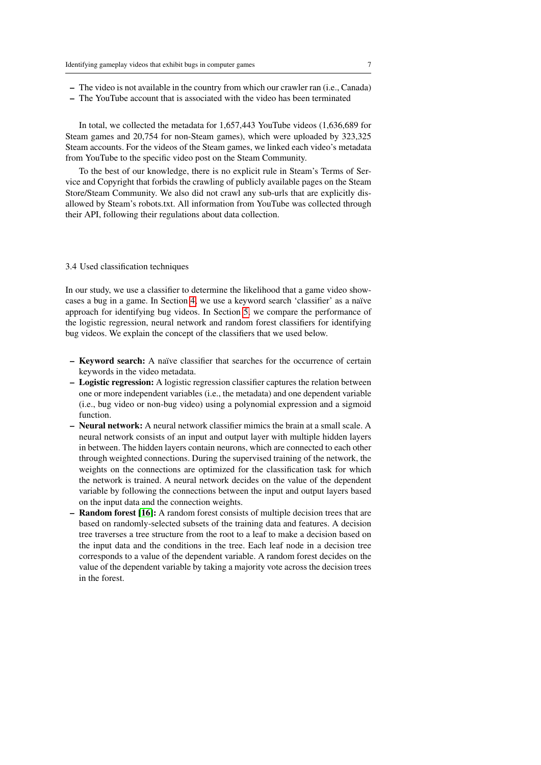- The video is not available in the country from which our crawler ran (i.e., Canada)
- The YouTube account that is associated with the video has been terminated

In total, we collected the metadata for 1,657,443 YouTube videos (1,636,689 for Steam games and 20,754 for non-Steam games), which were uploaded by 323,325 Steam accounts. For the videos of the Steam games, we linked each video's metadata from YouTube to the specific video post on the Steam Community.

To the best of our knowledge, there is no explicit rule in Steam's Terms of Service and Copyright that forbids the crawling of publicly available pages on the Steam Store/Steam Community. We also did not crawl any sub-urls that are explicitly disallowed by Steam's robots.txt. All information from YouTube was collected through their API, following their regulations about data collection.

### 3.4 Used classification techniques

In our study, we use a classifier to determine the likelihood that a game video showcases a bug in a game. In Section 4, we use a keyword search 'classifier' as a naïve approach for identifying bug videos. In Section 5, we compare the performance of the logistic regression, neural network and random forest classifiers for identifying bug videos. We explain the concept of the classifiers that we used below.

- **Keyword search:** A naïve classifier that searches for the occurrence of certain keywords in the video metadata.
- **Logistic regression:** A logistic regression classifier captures the relation between one or more independent variables (i.e., the metadata) and one dependent variable (i.e., bug video or non-bug video) using a polynomial expression and a sigmoid function.
- **Neural network:** A neural network classifier mimics the brain at a small scale. A neural network consists of an input and output layer with multiple hidden layers in between. The hidden layers contain neurons, which are connected to each other through weighted connections. During the supervised training of the network, the weights on the connections are optimized for the classification task for which the network is trained. A neural network decides on the value of the dependent variable by following the connections between the input and output layers based on the input data and the connection weights.
- **Random forest [16]:** A random forest consists of multiple decision trees that are based on randomly-selected subsets of the training data and features. A decision tree traverses a tree structure from the root to a leaf to make a decision based on the input data and the conditions in the tree. Each leaf node in a decision tree corresponds to a value of the dependent variable. A random forest decides on the value of the dependent variable by taking a majority vote across the decision trees in the forest.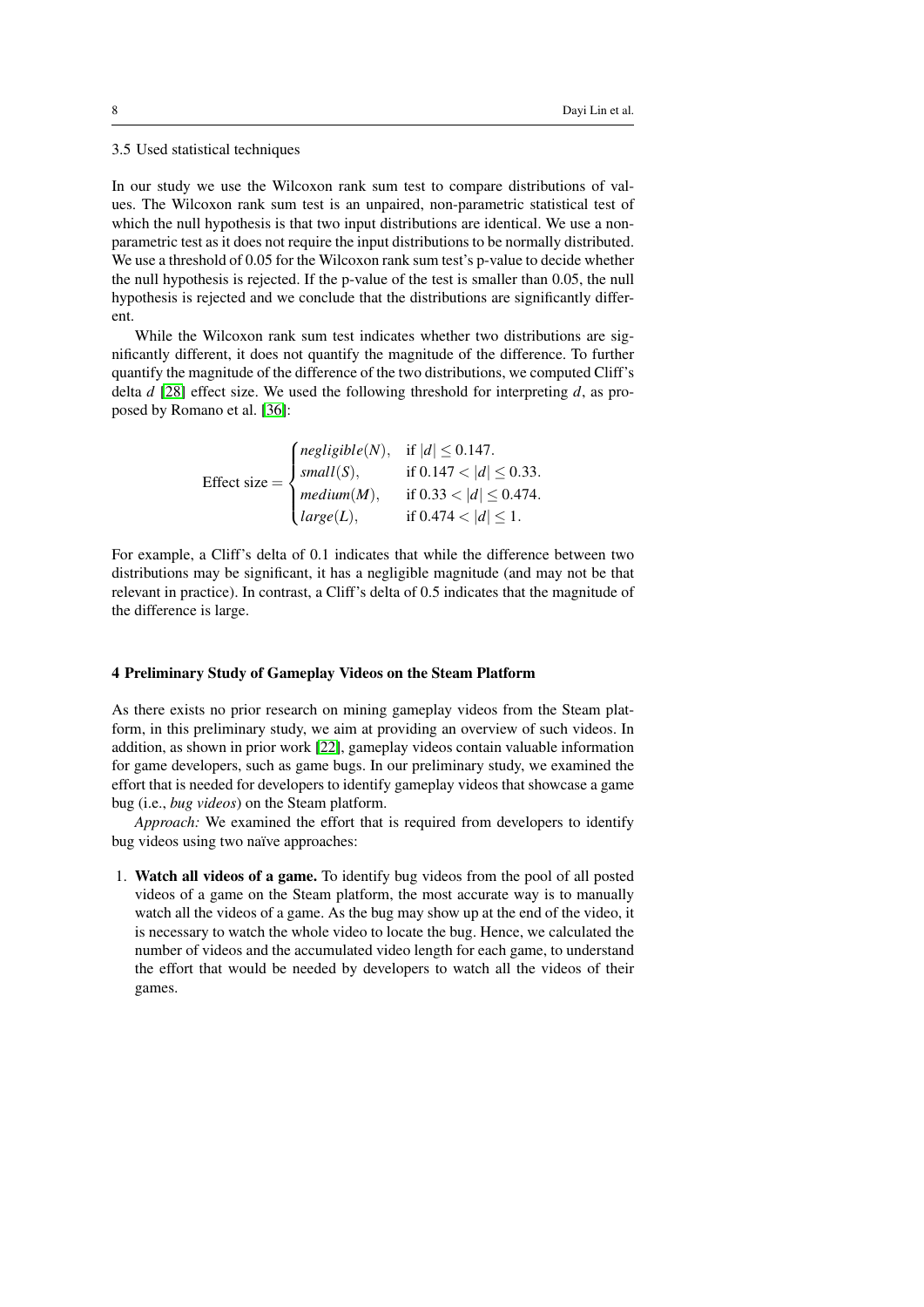### 3.5 Used statistical techniques

In our study we use the Wilcoxon rank sum test to compare distributions of values. The Wilcoxon rank sum test is an unpaired, non-parametric statistical test of which the null hypothesis is that two input distributions are identical. We use a non-parametric test as it does not require the input distributions to be normally distributed. We use a threshold of 0.05 for the Wilcoxon rank sum test's p-value to decide whether the null hypothesis is rejected. If the p-value of the test is smaller than 0.05, the null hypothesis is rejected and we conclude that the distributions are significantly different.

While the Wilcoxon rank sum test indicates whether two distributions are significantly different, it does not quantify the magnitude of the difference. To further quantify the magnitude of the difference of the two distributions, we computed Cliff's delta $d$ [28] effect size. We used the following threshold for interpreting $d$, as proposed by Romano et al. [36]:

$$\text{Effect size} = \begin{cases} negligible(N), & \text{if } |d| \leq 0.147. \\ small(S), & \text{if } 0.147 < |d| \leq 0.33. \\ medium(M), & \text{if } 0.33 < |d| \leq 0.474. \\ large(L), & \text{if } 0.474 < |d| \leq 1. \end{cases}$$

For example, a Cliff's delta of 0.1 indicates that while the difference between two distributions may be significant, it has a negligible magnitude (and may not be that relevant in practice). In contrast, a Cliff's delta of 0.5 indicates that the magnitude of the difference is large.

## 4 Preliminary Study of Gameplay Videos on the Steam Platform

As there exists no prior research on mining gameplay videos from the Steam platform, in this preliminary study, we aim at providing an overview of such videos. In addition, as shown in prior work [22], gameplay videos contain valuable information for game developers, such as game bugs. In our preliminary study, we examined the effort that is needed for developers to identify gameplay videos that showcase a game bug (i.e., *bug videos*) on the Steam platform.

*Approach:* We examined the effort that is required from developers to identify bug videos using two naïve approaches:

1. **Watch all videos of a game.** To identify bug videos from the pool of all posted videos of a game on the Steam platform, the most accurate way is to manually watch all the videos of a game. As the bug may show up at the end of the video, it is necessary to watch the whole video to locate the bug. Hence, we calculated the number of videos and the accumulated video length for each game, to understand the effort that would be needed by developers to watch all the videos of their games.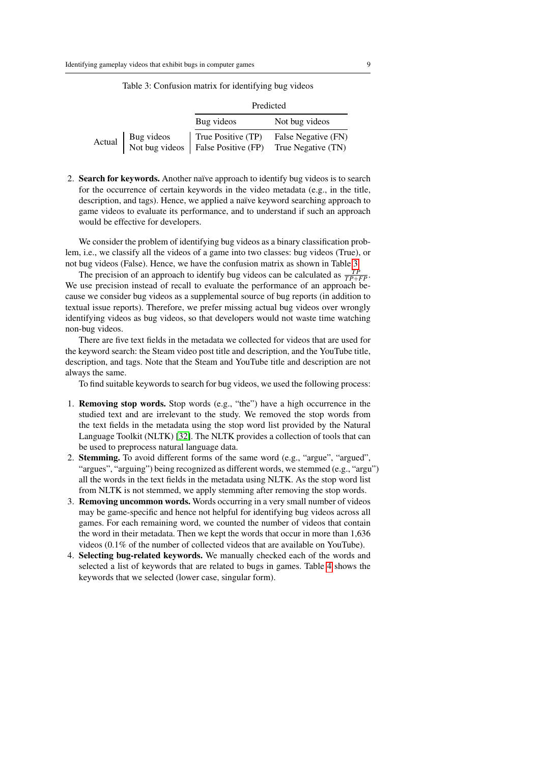Table 3: Confusion matrix for identifying bug videos

| | | Predicted | |
|---|---|---|---|
| | | Bug videos | Not bug videos |
| Actual | Bug videos | True Positive (TP) | False Negative (FN) |
| | Not bug videos | False Positive (FP) | True Negative (TN) |

2. **Search for keywords.** Another naïve approach to identify bug videos is to search for the occurrence of certain keywords in the video metadata (e.g., in the title, description, and tags). Hence, we applied a naïve keyword searching approach to game videos to evaluate its performance, and to understand if such an approach would be effective for developers.

We consider the problem of identifying bug videos as a binary classification problem, i.e., we classify all the videos of a game into two classes: bug videos (True), or not bug videos (False). Hence, we have the confusion matrix as shown in Table 3.

The precision of an approach to identify bug videos can be calculated as $\frac{TP}{TP+FP}$. We use precision instead of recall to evaluate the performance of an approach because we consider bug videos as a supplemental source of bug reports (in addition to textual issue reports). Therefore, we prefer missing actual bug videos over wrongly identifying videos as bug videos, so that developers would not waste time watching non-bug videos.

There are five text fields in the metadata we collected for videos that are used for the keyword search: the Steam video post title and description, and the YouTube title, description, and tags. Note that the Steam and YouTube title and description are not always the same.

To find suitable keywords to search for bug videos, we used the following process:

1. **Removing stop words.** Stop words (e.g., "the") have a high occurrence in the studied text and are irrelevant to the study. We removed the stop words from the text fields in the metadata using the stop word list provided by the Natural Language Toolkit (NLTK) [32]. The NLTK provides a collection of tools that can be used to preprocess natural language data.
2. **Stemming.** To avoid different forms of the same word (e.g., "argue", "argued", "argues", "arguing") being recognized as different words, we stemmed (e.g., "argu") all the words in the text fields in the metadata using NLTK. As the stop word list from NLTK is not stemmed, we apply stemming after removing the stop words.
3. **Removing uncommon words.** Words occurring in a very small number of videos may be game-specific and hence not helpful for identifying bug videos across all games. For each remaining word, we counted the number of videos that contain the word in their metadata. Then we kept the words that occur in more than 1,636 videos (0.1% of the number of collected videos that are available on YouTube).
4. **Selecting bug-related keywords.** We manually checked each of the words and selected a list of keywords that are related to bugs in games. Table 4 shows the keywords that we selected (lower case, singular form).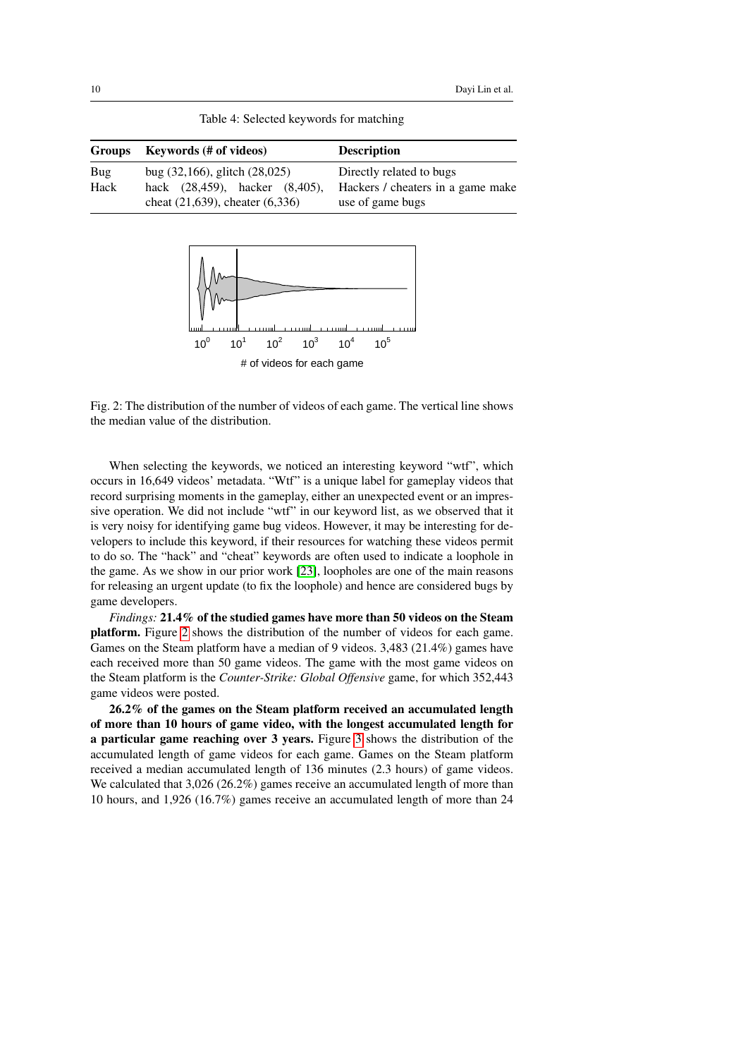Table 4: Selected keywords for matching

| Groups | Keywords (# of videos) | Description |
|---|---|---|
| Bug | bug (32,166), glitch (28,025) | Directly related to bugs |
| Hack | hack (28,459), hacker (8,405), cheat (21,639), cheater (6,336) | Hackers / cheaters in a game make use of game bugs |

Fig. 2: The distribution of the number of videos of each game. The vertical line shows the median value of the distribution.

When selecting the keywords, we noticed an interesting keyword "wtf", which occurs in 16,649 videos' metadata. "Wtf" is a unique label for gameplay videos that record surprising moments in the gameplay, either an unexpected event or an impressive operation. We did not include "wtf" in our keyword list, as we observed that it is very noisy for identifying game bug videos. However, it may be interesting for developers to include this keyword, if their resources for watching these videos permit to do so. The "hack" and "cheat" keywords are often used to indicate a loophole in the game. As we show in our prior work [23], loopholes are one of the main reasons for releasing an urgent update (to fix the loophole) and hence are considered bugs by game developers.

*Findings:* **21.4% of the studied games have more than 50 videos on the Steam platform.** Figure 2 shows the distribution of the number of videos for each game. Games on the Steam platform have a median of 9 videos. 3,483 (21.4%) games have each received more than 50 game videos. The game with the most game videos on the Steam platform is the *Counter-Strike: Global Offensive* game, for which 352,443 game videos were posted.

**26.2% of the games on the Steam platform received an accumulated length of more than 10 hours of game video, with the longest accumulated length for a particular game reaching over 3 years.** Figure 3 shows the distribution of the accumulated length of game videos for each game. Games on the Steam platform received a median accumulated length of 136 minutes (2.3 hours) of game videos. We calculated that 3,026 (26.2%) games receive an accumulated length of more than 10 hours, and 1,926 (16.7%) games receive an accumulated length of more than 24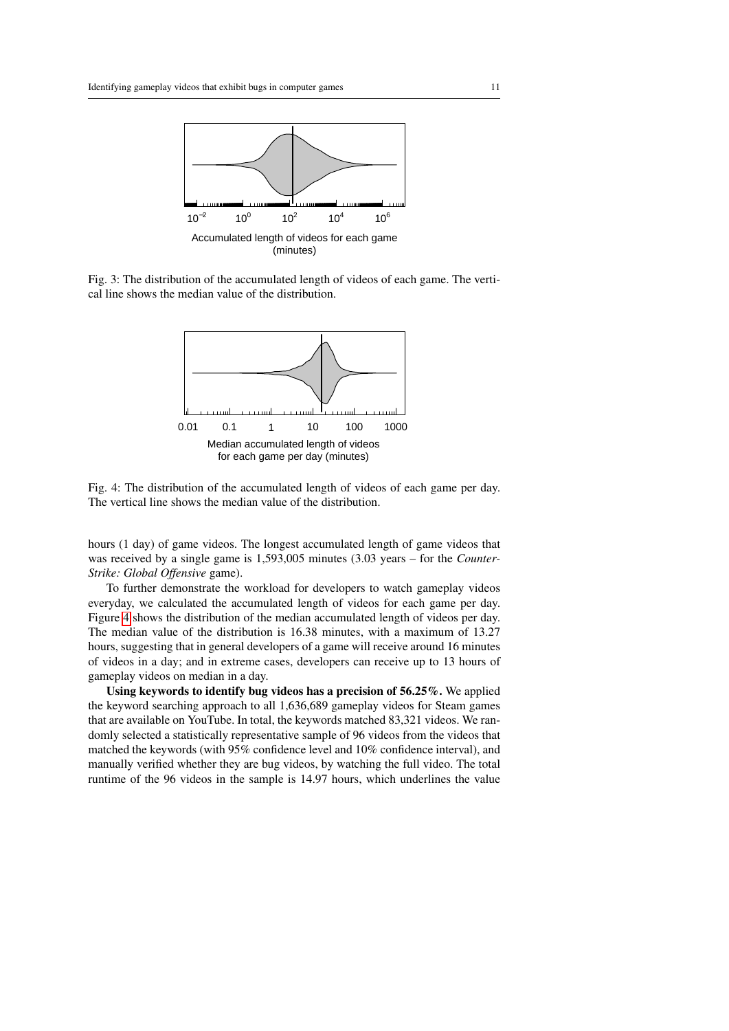Fig. 3: The distribution of the accumulated length of videos of each game. The vertical line shows the median value of the distribution.

Fig. 4: The distribution of the accumulated length of videos of each game per day. The vertical line shows the median value of the distribution.

hours (1 day) of game videos. The longest accumulated length of game videos that was received by a single game is 1,593,005 minutes (3.03 years – for the *Counter-Strike: Global Offensive* game).

To further demonstrate the workload for developers to watch gameplay videos everyday, we calculated the accumulated length of videos for each game per day. Figure 4 shows the distribution of the median accumulated length of videos per day. The median value of the distribution is 16.38 minutes, with a maximum of 13.27 hours, suggesting that in general developers of a game will receive around 16 minutes of videos in a day; and in extreme cases, developers can receive up to 13 hours of gameplay videos on median in a day.

**Using keywords to identify bug videos has a precision of 56.25%.** We applied the keyword searching approach to all 1,636,689 gameplay videos for Steam games that are available on YouTube. In total, the keywords matched 83,321 videos. We randomly selected a statistically representative sample of 96 videos from the videos that matched the keywords (with 95% confidence level and 10% confidence interval), and manually verified whether they are bug videos, by watching the full video. The total runtime of the 96 videos in the sample is 14.97 hours, which underlines the value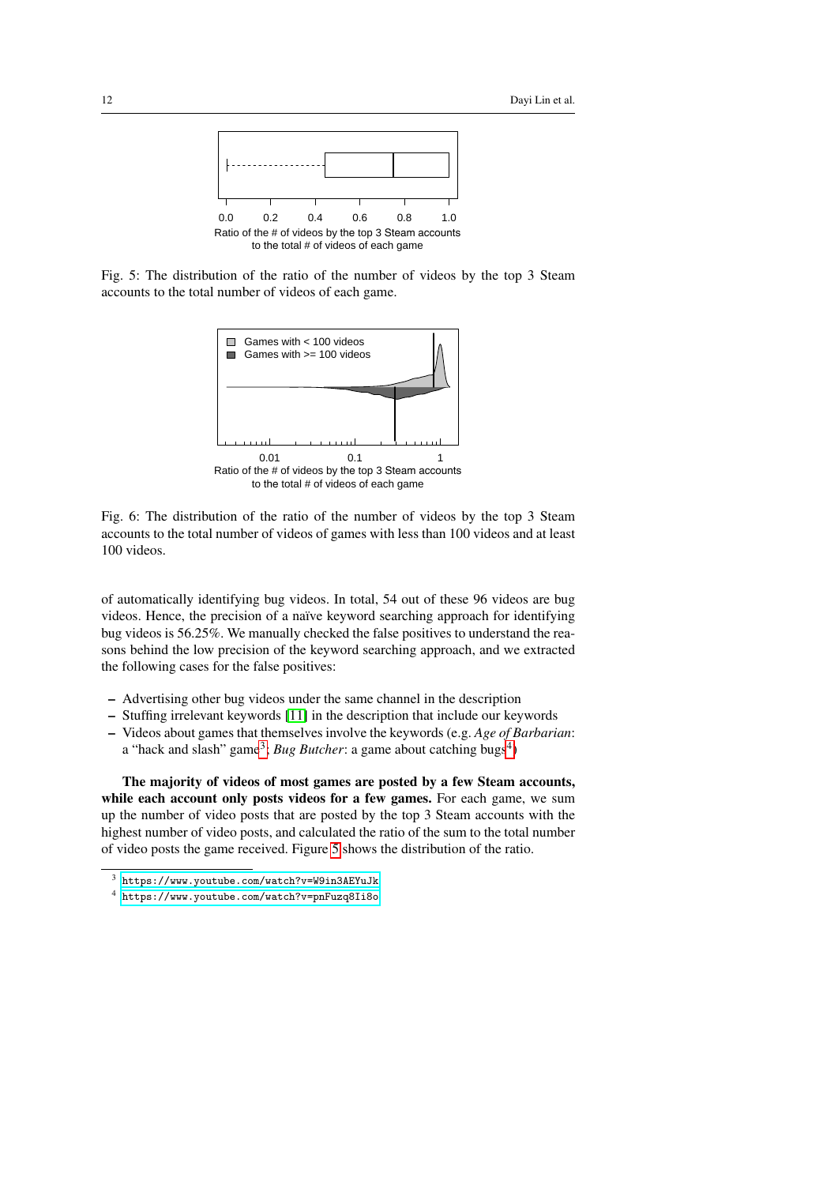Fig. 5: The distribution of the ratio of the number of videos by the top 3 Steam accounts to the total number of videos of each game.

Fig. 6: The distribution of the ratio of the number of videos by the top 3 Steam accounts to the total number of videos of games with less than 100 videos and at least 100 videos.

of automatically identifying bug videos. In total, 54 out of these 96 videos are bug videos. Hence, the precision of a naïve keyword searching approach for identifying bug videos is 56.25%. We manually checked the false positives to understand the reasons behind the low precision of the keyword searching approach, and we extracted the following cases for the false positives:

- Advertising other bug videos under the same channel in the description
- Stuffing irrelevant keywords [11] in the description that include our keywords
- Videos about games that themselves involve the keywords (e.g. *Age of Barbarian*: a "hack and slash" game[3]; *Bug Butcher*: a game about catching bugs[4])

**The majority of videos of most games are posted by a few Steam accounts, while each account only posts videos for a few games.** For each game, we sum up the number of video posts that are posted by the top 3 Steam accounts with the highest number of video posts, and calculated the ratio of the sum to the total number of video posts the game received. Figure 5 shows the distribution of the ratio.

[3] https://www.youtube.com/watch?v=W9in3AEYuJk

[4] https://www.youtube.com/watch?v=pnFuzq8Ii8o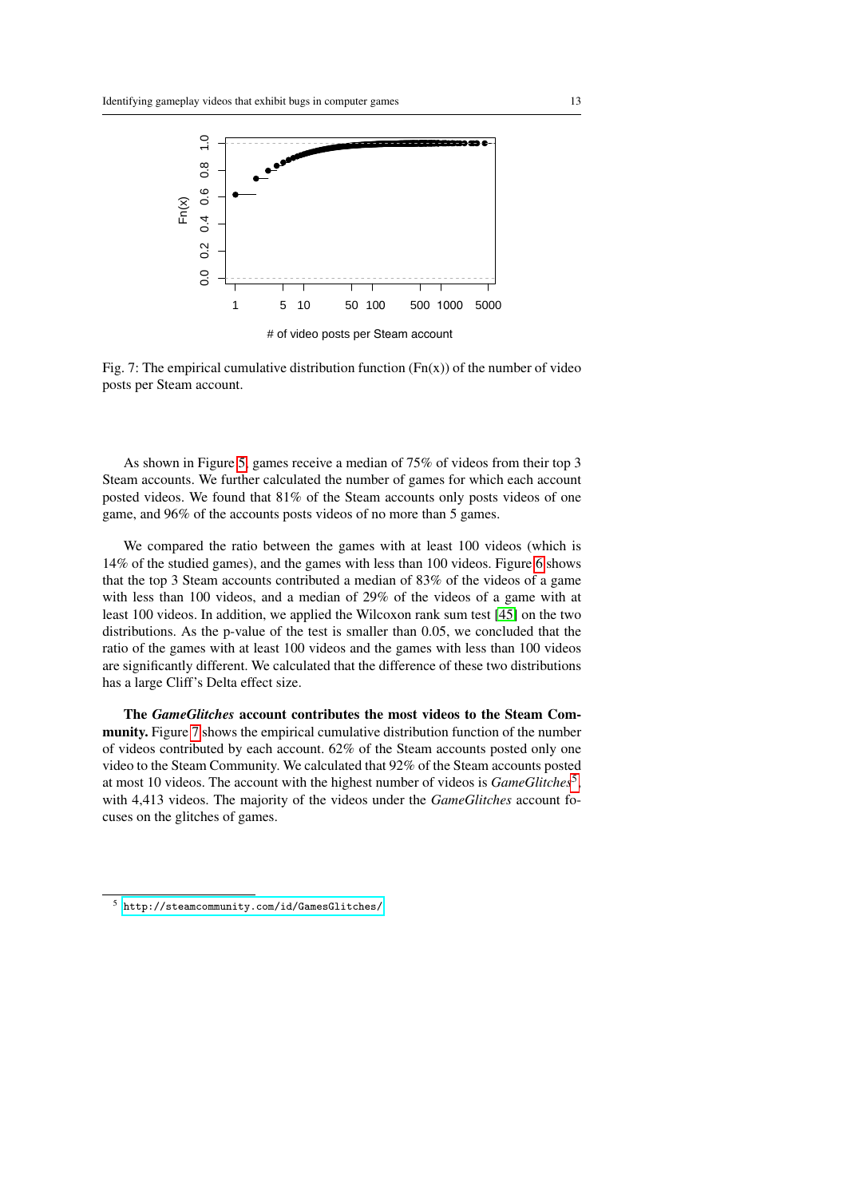Fig. 7: The empirical cumulative distribution function (Fn(x)) of the number of video posts per Steam account.

As shown in Figure 5, games receive a median of 75% of videos from their top 3 Steam accounts. We further calculated the number of games for which each account posted videos. We found that 81% of the Steam accounts only posts videos of one game, and 96% of the accounts posts videos of no more than 5 games.

We compared the ratio between the games with at least 100 videos (which is 14% of the studied games), and the games with less than 100 videos. Figure 6 shows that the top 3 Steam accounts contributed a median of 83% of the videos of a game with less than 100 videos, and a median of 29% of the videos of a game with at least 100 videos. In addition, we applied the Wilcoxon rank sum test [45] on the two distributions. As the p-value of the test is smaller than 0.05, we concluded that the ratio of the games with at least 100 videos and the games with less than 100 videos are significantly different. We calculated that the difference of these two distributions has a large Cliff's Delta effect size.

**The *GameGlitches* account contributes the most videos to the Steam Community.** Figure 7 shows the empirical cumulative distribution function of the number of videos contributed by each account. 62% of the Steam accounts posted only one video to the Steam Community. We calculated that 92% of the Steam accounts posted at most 10 videos. The account with the highest number of videos is *GameGlitches*[5], with 4,413 videos. The majority of the videos under the *GameGlitches* account focuses on the glitches of games.

[5] http://steamcommunity.com/id/GamesGlitches/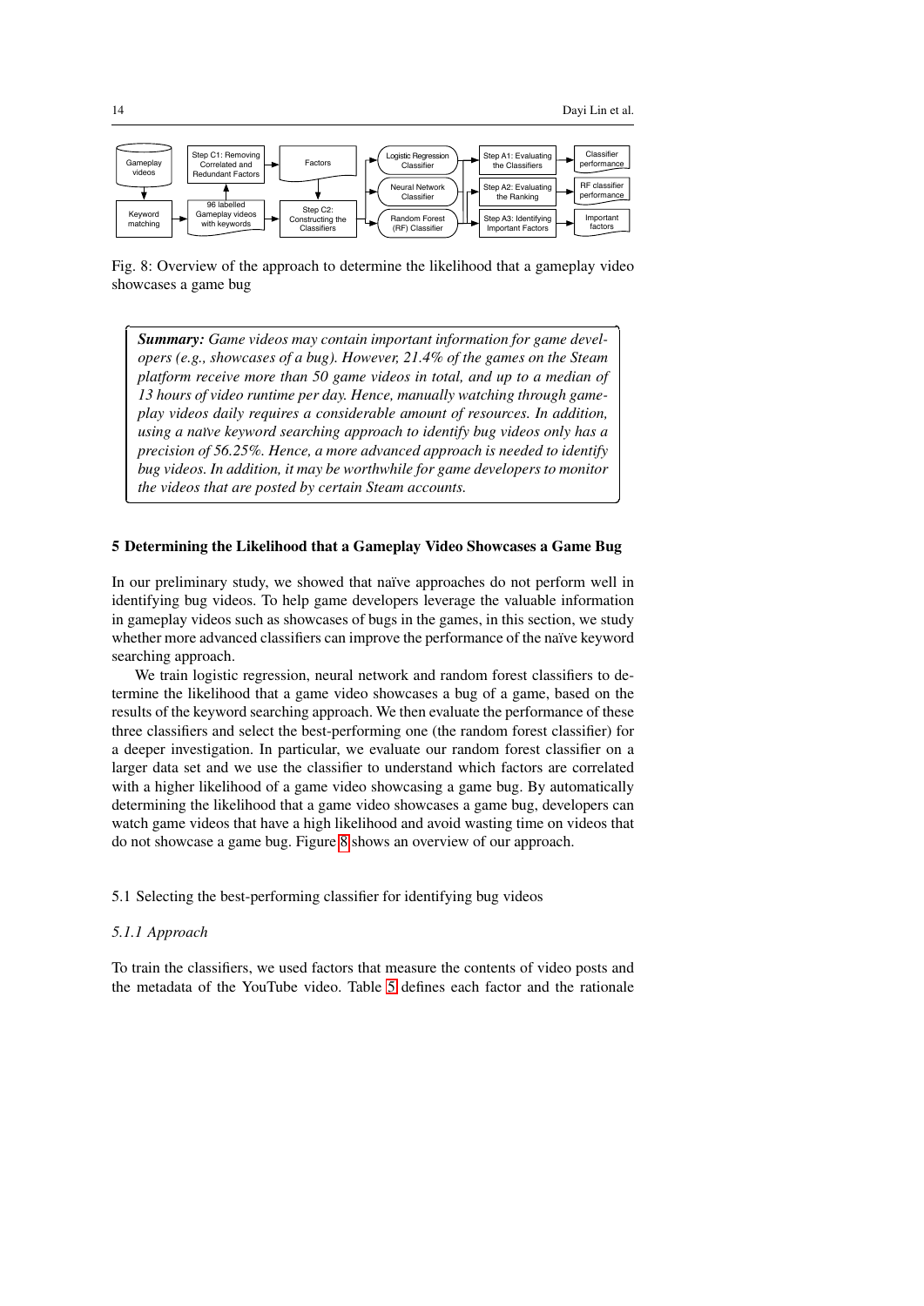Fig. 8: Overview of the approach to determine the likelihood that a gameplay video showcases a game bug

> ***Summary:*** *Game videos may contain important information for game developers (e.g., showcases of a bug). However, 21.4% of the games on the Steam platform receive more than 50 game videos in total, and up to a median of 13 hours of video runtime per day. Hence, manually watching through gameplay videos daily requires a considerable amount of resources. In addition, using a naïve keyword searching approach to identify bug videos only has a precision of 56.25%. Hence, a more advanced approach is needed to identify bug videos. In addition, it may be worthwhile for game developers to monitor the videos that are posted by certain Steam accounts.*

## 5 Determining the Likelihood that a Gameplay Video Showcases a Game Bug

In our preliminary study, we showed that naïve approaches do not perform well in identifying bug videos. To help game developers leverage the valuable information in gameplay videos such as showcases of bugs in the games, in this section, we study whether more advanced classifiers can improve the performance of the naïve keyword searching approach.

We train logistic regression, neural network and random forest classifiers to determine the likelihood that a game video showcases a bug of a game, based on the results of the keyword searching approach. We then evaluate the performance of these three classifiers and select the best-performing one (the random forest classifier) for a deeper investigation. In particular, we evaluate our random forest classifier on a larger data set and we use the classifier to understand which factors are correlated with a higher likelihood of a game video showcasing a game bug. By automatically determining the likelihood that a game video showcases a game bug, developers can watch game videos that have a high likelihood and avoid wasting time on videos that do not showcase a game bug. Figure 8 shows an overview of our approach.

### 5.1 Selecting the best-performing classifier for identifying bug videos

#### *5.1.1 Approach*

To train the classifiers, we used factors that measure the contents of video posts and the metadata of the YouTube video. Table 5 defines each factor and the rationale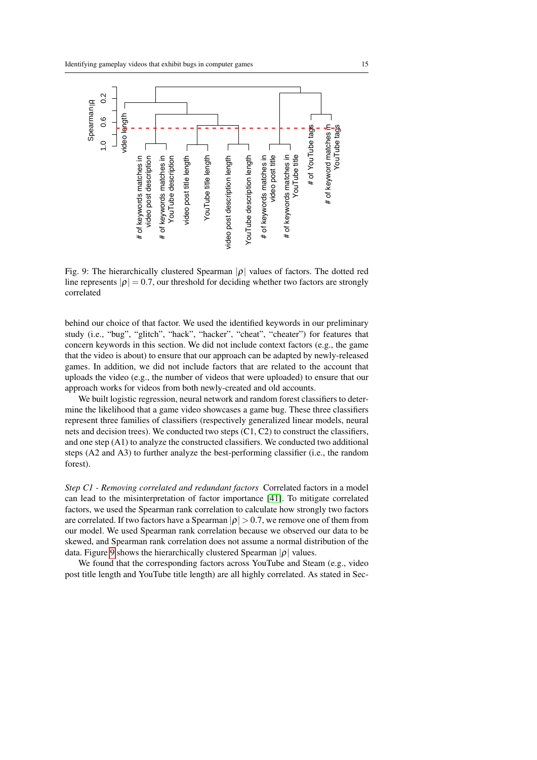Fig. 9: The hierarchically clustered Spearman $|\rho|$ values of factors. The dotted red line represents $|\rho| = 0.7$, our threshold for deciding whether two factors are strongly correlated

behind our choice of that factor. We used the identified keywords in our preliminary study (i.e., "bug", "glitch", "hack", "hacker", "cheat", "cheater") for features that concern keywords in this section. We did not include context factors (e.g., the game that the video is about) to ensure that our approach can be adapted by newly-released games. In addition, we did not include factors that are related to the account that uploads the video (e.g., the number of videos that were uploaded) to ensure that our approach works for videos from both newly-created and old accounts.

We built logistic regression, neural network and random forest classifiers to determine the likelihood that a game video showcases a game bug. These three classifiers represent three families of classifiers (respectively generalized linear models, neural nets and decision trees). We conducted two steps (C1, C2) to construct the classifiers, and one step (A1) to analyze the constructed classifiers. We conducted two additional steps (A2 and A3) to further analyze the best-performing classifier (i.e., the random forest).

*Step C1 - Removing correlated and redundant factors* Correlated factors in a model can lead to the misinterpretation of factor importance [41]. To mitigate correlated factors, we used the Spearman rank correlation to calculate how strongly two factors are correlated. If two factors have a Spearman $|\rho| > 0.7$, we remove one of them from our model. We used Spearman rank correlation because we observed our data to be skewed, and Spearman rank correlation does not assume a normal distribution of the data. Figure 9 shows the hierarchically clustered Spearman $|\rho|$ values.

We found that the corresponding factors across YouTube and Steam (e.g., video post title length and YouTube title length) are all highly correlated. As stated in Sec-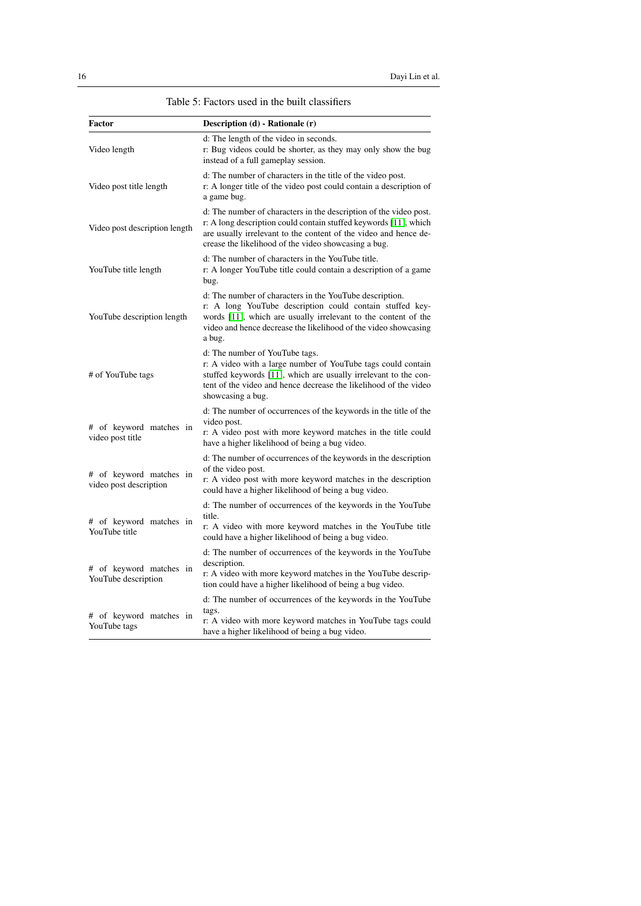Table 5: Factors used in the built classifiers

| Factor | Description (d) - Rationale (r) |
| --- | --- |
| Video length | d: The length of the video in seconds.<br>r: Bug videos could be shorter, as they may only show the bug instead of a full gameplay session. |
| Video post title length | d: The number of characters in the title of the video post.<br>r: A longer title of the video post could contain a description of a game bug. |
| Video post description length | d: The number of characters in the description of the video post.<br>r: A long description could contain stuffed keywords [11], which are usually irrelevant to the content of the video and hence decrease the likelihood of the video showcasing a bug. |
| YouTube title length | d: The number of characters in the YouTube title.<br>r: A longer YouTube title could contain a description of a game bug. |
| YouTube description length | d: The number of characters in the YouTube description.<br>r: A long YouTube description could contain stuffed keywords [11], which are usually irrelevant to the content of the video and hence decrease the likelihood of the video showcasing a bug. |
| # of YouTube tags | d: The number of YouTube tags.<br>r: A video with a large number of YouTube tags could contain stuffed keywords [11], which are usually irrelevant to the content of the video and hence decrease the likelihood of the video showcasing a bug. |
| # of keyword matches in video post title | d: The number of occurrences of the keywords in the title of the video post.<br>r: A video post with more keyword matches in the title could have a higher likelihood of being a bug video. |
| # of keyword matches in video post description | d: The number of occurrences of the keywords in the description of the video post.<br>r: A video post with more keyword matches in the description could have a higher likelihood of being a bug video. |
| # of keyword matches in YouTube title | d: The number of occurrences of the keywords in the YouTube title.<br>r: A video with more keyword matches in the YouTube title could have a higher likelihood of being a bug video. |
| # of keyword matches in YouTube description | d: The number of occurrences of the keywords in the YouTube description.<br>r: A video with more keyword matches in the YouTube description could have a higher likelihood of being a bug video. |
| # of keyword matches in YouTube tags | d: The number of occurrences of the keywords in the YouTube tags.<br>r: A video with more keyword matches in YouTube tags could have a higher likelihood of being a bug video. |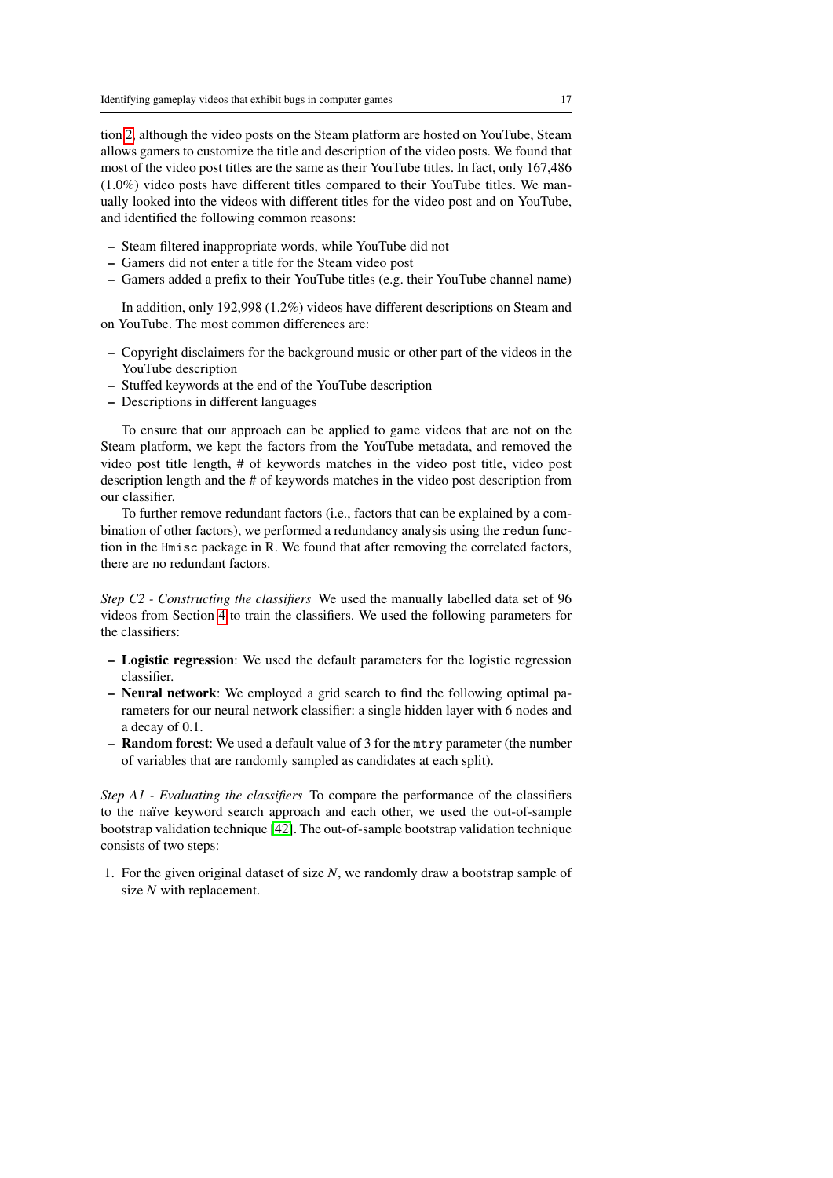tion 2, although the video posts on the Steam platform are hosted on YouTube, Steam allows gamers to customize the title and description of the video posts. We found that most of the video post titles are the same as their YouTube titles. In fact, only 167,486 (1.0%) video posts have different titles compared to their YouTube titles. We manually looked into the videos with different titles for the video post and on YouTube, and identified the following common reasons:

- Steam filtered inappropriate words, while YouTube did not
- Gamers did not enter a title for the Steam video post
- Gamers added a prefix to their YouTube titles (e.g. their YouTube channel name)

In addition, only 192,998 (1.2%) videos have different descriptions on Steam and on YouTube. The most common differences are:

- Copyright disclaimers for the background music or other part of the videos in the YouTube description
- Stuffed keywords at the end of the YouTube description
- Descriptions in different languages

To ensure that our approach can be applied to game videos that are not on the Steam platform, we kept the factors from the YouTube metadata, and removed the video post title length, # of keywords matches in the video post title, video post description length and the # of keywords matches in the video post description from our classifier.

To further remove redundant factors (i.e., factors that can be explained by a combination of other factors), we performed a redundancy analysis using the `redun` function in the `Hmisc` package in R. We found that after removing the correlated factors, there are no redundant factors.

*Step C2 - Constructing the classifiers* We used the manually labelled data set of 96 videos from Section 4 to train the classifiers. We used the following parameters for the classifiers:

- **Logistic regression**: We used the default parameters for the logistic regression classifier.
- **Neural network**: We employed a grid search to find the following optimal parameters for our neural network classifier: a single hidden layer with 6 nodes and a decay of 0.1.
- **Random forest**: We used a default value of 3 for the `mtry` parameter (the number of variables that are randomly sampled as candidates at each split).

*Step A1 - Evaluating the classifiers* To compare the performance of the classifiers to the naïve keyword search approach and each other, we used the out-of-sample bootstrap validation technique [42]. The out-of-sample bootstrap validation technique consists of two steps:

1. For the given original dataset of size $N$, we randomly draw a bootstrap sample of size $N$ with replacement.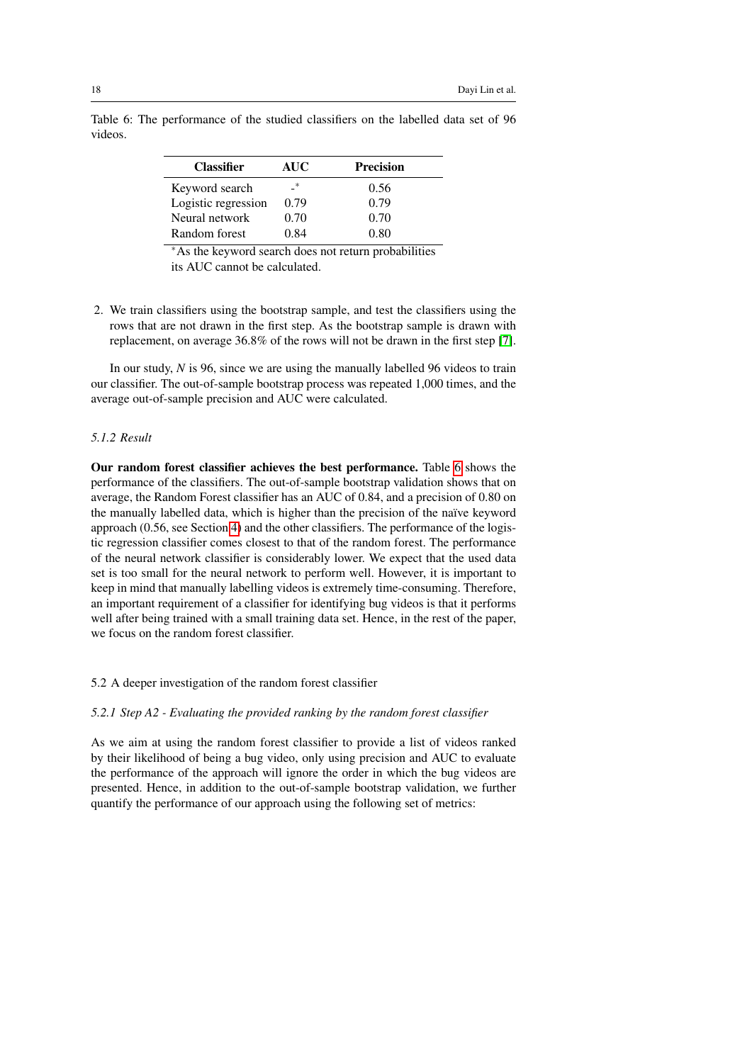Table 6: The performance of the studied classifiers on the labelled data set of 96 videos.

| Classifier | AUC | Precision |
|---|---|---|
| Keyword search | -* | 0.56 |
| Logistic regression | 0.79 | 0.79 |
| Neural network | 0.70 | 0.70 |
| Random forest | 0.84 | 0.80 |

*As the keyword search does not return probabilities its AUC cannot be calculated.

2. We train classifiers using the bootstrap sample, and test the classifiers using the rows that are not drawn in the first step. As the bootstrap sample is drawn with replacement, on average 36.8% of the rows will not be drawn in the first step [7].

In our study, $N$ is 96, since we are using the manually labelled 96 videos to train our classifier. The out-of-sample bootstrap process was repeated 1,000 times, and the average out-of-sample precision and AUC were calculated.

#### *5.1.2 Result*

**Our random forest classifier achieves the best performance.** Table 6 shows the performance of the classifiers. The out-of-sample bootstrap validation shows that on average, the Random Forest classifier has an AUC of 0.84, and a precision of 0.80 on the manually labelled data, which is higher than the precision of the naïve keyword approach (0.56, see Section 4) and the other classifiers. The performance of the logistic regression classifier comes closest to that of the random forest. The performance of the neural network classifier is considerably lower. We expect that the used data set is too small for the neural network to perform well. However, it is important to keep in mind that manually labelling videos is extremely time-consuming. Therefore, an important requirement of a classifier for identifying bug videos is that it performs well after being trained with a small training data set. Hence, in the rest of the paper, we focus on the random forest classifier.

### 5.2 A deeper investigation of the random forest classifier

#### *5.2.1 Step A2 - Evaluating the provided ranking by the random forest classifier*

As we aim at using the random forest classifier to provide a list of videos ranked by their likelihood of being a bug video, only using precision and AUC to evaluate the performance of the approach will ignore the order in which the bug videos are presented. Hence, in addition to the out-of-sample bootstrap validation, we further quantify the performance of our approach using the following set of metrics: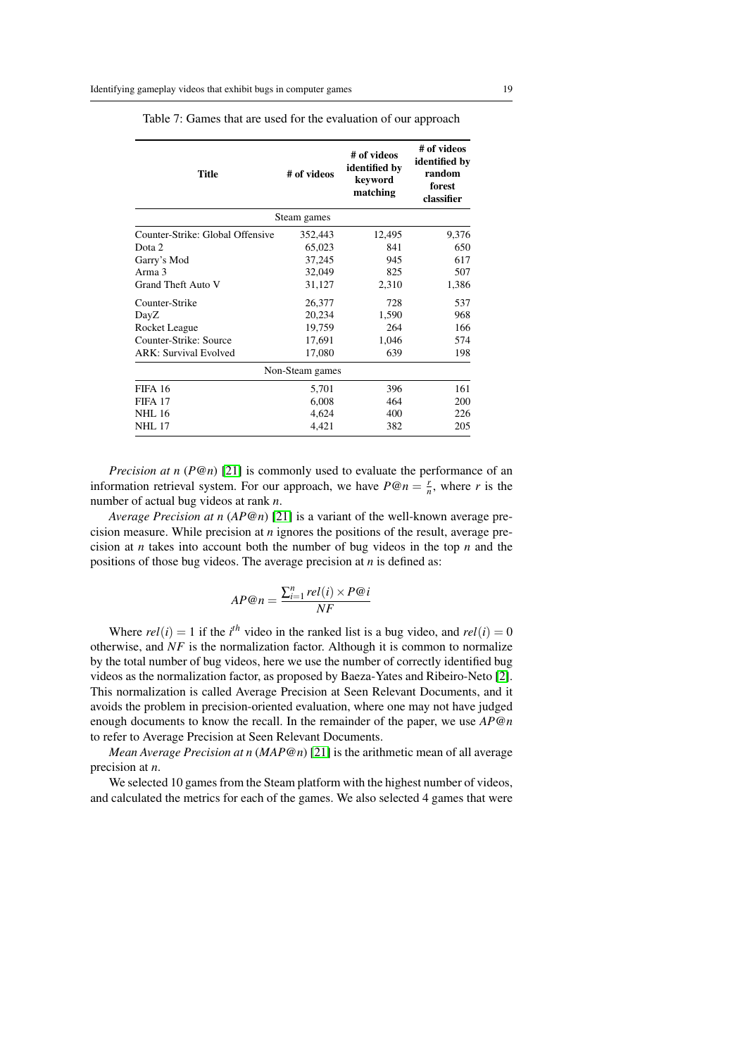Table 7: Games that are used for the evaluation of our approach

| Title | # of videos | # of videos identified by keyword matching | # of videos identified by random forest classifier |
|---|---|---|---|
| Steam games | | | |
| Counter-Strike: Global Offensive | 352,443 | 12,495 | 9,376 |
| Dota 2 | 65,023 | 841 | 650 |
| Garry's Mod | 37,245 | 945 | 617 |
| Arma 3 | 32,049 | 825 | 507 |
| Grand Theft Auto V | 31,127 | 2,310 | 1,386 |
| Counter-Strike | 26,377 | 728 | 537 |
| DayZ | 20,234 | 1,590 | 968 |
| Rocket League | 19,759 | 264 | 166 |
| Counter-Strike: Source | 17,691 | 1,046 | 574 |
| ARK: Survival Evolved | 17,080 | 639 | 198 |
| Non-Steam games | | | |
| FIFA 16 | 5,701 | 396 | 161 |
| FIFA 17 | 6,008 | 464 | 200 |
| NHL 16 | 4,624 | 400 | 226 |
| NHL 17 | 4,421 | 382 | 205 |

*Precision at n* ($P@n$) [21] is commonly used to evaluate the performance of an information retrieval system. For our approach, we have $P@n = \frac{r}{n}$, where $r$ is the number of actual bug videos at rank $n$.

*Average Precision at n* ($AP@n$) [21] is a variant of the well-known average precision measure. While precision at $n$ ignores the positions of the result, average precision at $n$ takes into account both the number of bug videos in the top $n$ and the positions of those bug videos. The average precision at $n$ is defined as:

$$AP@n = \frac{\sum_{i=1}^{n} rel(i) \times P@i}{NF}$$

Where $rel(i) = 1$ if the $i^{th}$ video in the ranked list is a bug video, and $rel(i) = 0$ otherwise, and $NF$ is the normalization factor. Although it is common to normalize by the total number of bug videos, here we use the number of correctly identified bug videos as the normalization factor, as proposed by Baeza-Yates and Ribeiro-Neto [2]. This normalization is called Average Precision at Seen Relevant Documents, and it avoids the problem in precision-oriented evaluation, where one may not have judged enough documents to know the recall. In the remainder of the paper, we use $AP@n$ to refer to Average Precision at Seen Relevant Documents.

*Mean Average Precision at n* ($MAP@n$) [21] is the arithmetic mean of all average precision at $n$.

We selected 10 games from the Steam platform with the highest number of videos, and calculated the metrics for each of the games. We also selected 4 games that were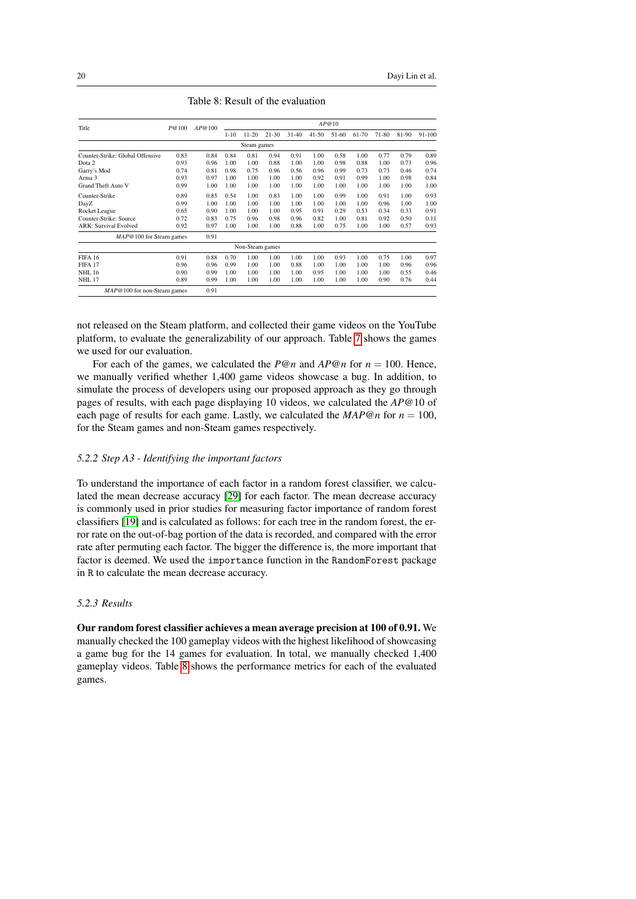Table 8: Result of the evaluation

| Title | $P@100$ | $AP@100$ | $AP@10$ | | | | | | | | | |
|---|---|---|---|---|---|---|---|---|---|---|---|---|
| | | | 1-10 | 11-20 | 21-30 | 31-40 | 41-50 | 51-60 | 61-70 | 71-80 | 81-90 | 91-100 |
| Steam games | | | | | | | | | | | | |
| Counter-Strike: Global Offensive | 0.83 | 0.84 | 0.84 | 0.81 | 0.94 | 0.91 | 1.00 | 0.58 | 1.00 | 0.77 | 0.79 | 0.89 |
| Dota 2 | 0.93 | 0.96 | 1.00 | 1.00 | 0.88 | 1.00 | 1.00 | 0.98 | 0.88 | 1.00 | 0.73 | 0.96 |
| Garry's Mod | 0.74 | 0.81 | 0.98 | 0.75 | 0.96 | 0.56 | 0.96 | 0.99 | 0.73 | 0.73 | 0.46 | 0.74 |
| Arma 3 | 0.93 | 0.97 | 1.00 | 1.00 | 1.00 | 1.00 | 0.92 | 0.91 | 0.99 | 1.00 | 0.98 | 0.84 |
| Grand Theft Auto V | 0.99 | 1.00 | 1.00 | 1.00 | 1.00 | 1.00 | 1.00 | 1.00 | 1.00 | 1.00 | 1.00 | 1.00 |
| Counter-Strike | 0.89 | 0.85 | 0.54 | 1.00 | 0.83 | 1.00 | 1.00 | 0.99 | 1.00 | 0.91 | 1.00 | 0.93 |
| DayZ | 0.99 | 1.00 | 1.00 | 1.00 | 1.00 | 1.00 | 1.00 | 1.00 | 1.00 | 0.96 | 1.00 | 1.00 |
| Rocket League | 0.65 | 0.90 | 1.00 | 1.00 | 1.00 | 0.95 | 0.91 | 0.29 | 0.53 | 0.34 | 0.33 | 0.91 |
| Counter-Strike: Source | 0.72 | 0.83 | 0.75 | 0.96 | 0.98 | 0.96 | 0.82 | 1.00 | 0.81 | 0.92 | 0.50 | 0.11 |
| ARK: Survival Evolved | 0.92 | 0.97 | 1.00 | 1.00 | 1.00 | 0.88 | 1.00 | 0.75 | 1.00 | 1.00 | 0.57 | 0.93 |
| $MAP@100$ for Steam games | | 0.91 | | | | | | | | | | |
| Non-Steam games | | | | | | | | | | | | |
| FIFA 16 | 0.91 | 0.88 | 0.70 | 1.00 | 1.00 | 1.00 | 1.00 | 0.93 | 1.00 | 0.75 | 1.00 | 0.97 |
| FIFA 17 | 0.96 | 0.96 | 0.99 | 1.00 | 1.00 | 0.88 | 1.00 | 1.00 | 1.00 | 1.00 | 0.96 | 0.96 |
| NHL 16 | 0.90 | 0.99 | 1.00 | 1.00 | 1.00 | 1.00 | 0.95 | 1.00 | 1.00 | 1.00 | 0.55 | 0.46 |
| NHL 17 | 0.89 | 0.99 | 1.00 | 1.00 | 1.00 | 1.00 | 1.00 | 1.00 | 1.00 | 0.90 | 0.76 | 0.44 |
| $MAP@100$ for non-Steam games | | 0.91 | | | | | | | | | | |

not released on the Steam platform, and collected their game videos on the YouTube platform, to evaluate the generalizability of our approach. Table 7 shows the games we used for our evaluation.

For each of the games, we calculated the $P@n$ and $AP@n$ for $n = 100$. Hence, we manually verified whether 1,400 game videos showcase a bug. In addition, to simulate the process of developers using our proposed approach as they go through pages of results, with each page displaying 10 videos, we calculated the $AP@10$ of each page of results for each game. Lastly, we calculated the $MAP@n$ for $n = 100$, for the Steam games and non-Steam games respectively.

### *5.2.2 Step A3 - Identifying the important factors*

To understand the importance of each factor in a random forest classifier, we calculated the mean decrease accuracy [29] for each factor. The mean decrease accuracy is commonly used in prior studies for measuring factor importance of random forest classifiers [19] and is calculated as follows: for each tree in the random forest, the error rate on the out-of-bag portion of the data is recorded, and compared with the error rate after permuting each factor. The bigger the difference is, the more important that factor is deemed. We used the `importance` function in the `RandomForest` package in `R` to calculate the mean decrease accuracy.

### *5.2.3 Results*

**Our random forest classifier achieves a mean average precision at 100 of 0.91.** We manually checked the 100 gameplay videos with the highest likelihood of showcasing a game bug for the 14 games for evaluation. In total, we manually checked 1,400 gameplay videos. Table 8 shows the performance metrics for each of the evaluated games.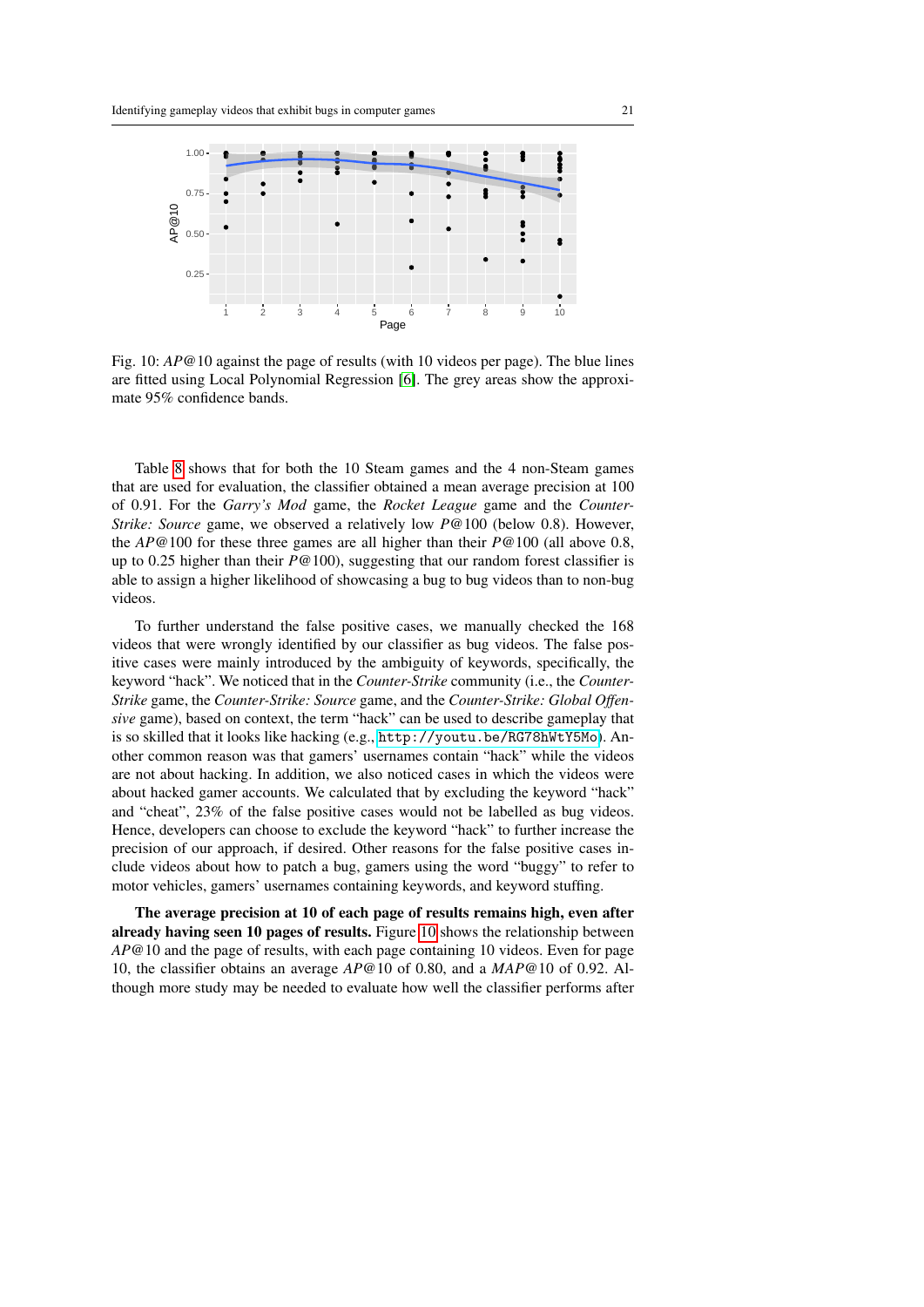Fig. 10: $AP@10$ against the page of results (with 10 videos per page). The blue lines are fitted using Local Polynomial Regression [6]. The grey areas show the approximate 95% confidence bands.

Table 8 shows that for both the 10 Steam games and the 4 non-Steam games that are used for evaluation, the classifier obtained a mean average precision at 100 of 0.91. For the *Garry's Mod* game, the *Rocket League* game and the *Counter-Strike: Source* game, we observed a relatively low $P@100$ (below 0.8). However, the $AP@100$ for these three games are all higher than their $P@100$ (all above 0.8, up to 0.25 higher than their $P@100$), suggesting that our random forest classifier is able to assign a higher likelihood of showcasing a bug to bug videos than to non-bug videos.

To further understand the false positive cases, we manually checked the 168 videos that were wrongly identified by our classifier as bug videos. The false positive cases were mainly introduced by the ambiguity of keywords, specifically, the keyword "hack". We noticed that in the *Counter-Strike* community (i.e., the *Counter-Strike* game, the *Counter-Strike: Source* game, and the *Counter-Strike: Global Offensive* game), based on context, the term "hack" can be used to describe gameplay that is so skilled that it looks like hacking (e.g., http://youtu.be/RG78hWtY5Mo). Another common reason was that gamers' usernames contain "hack" while the videos are not about hacking. In addition, we also noticed cases in which the videos were about hacked gamer accounts. We calculated that by excluding the keyword "hack" and "cheat", 23% of the false positive cases would not be labelled as bug videos. Hence, developers can choose to exclude the keyword "hack" to further increase the precision of our approach, if desired. Other reasons for the false positive cases include videos about how to patch a bug, gamers using the word "buggy" to refer to motor vehicles, gamers' usernames containing keywords, and keyword stuffing.

**The average precision at 10 of each page of results remains high, even after already having seen 10 pages of results.** Figure 10 shows the relationship between $AP@10$ and the page of results, with each page containing 10 videos. Even for page 10, the classifier obtains an average $AP@10$ of 0.80, and a $MAP@10$ of 0.92. Although more study may be needed to evaluate how well the classifier performs after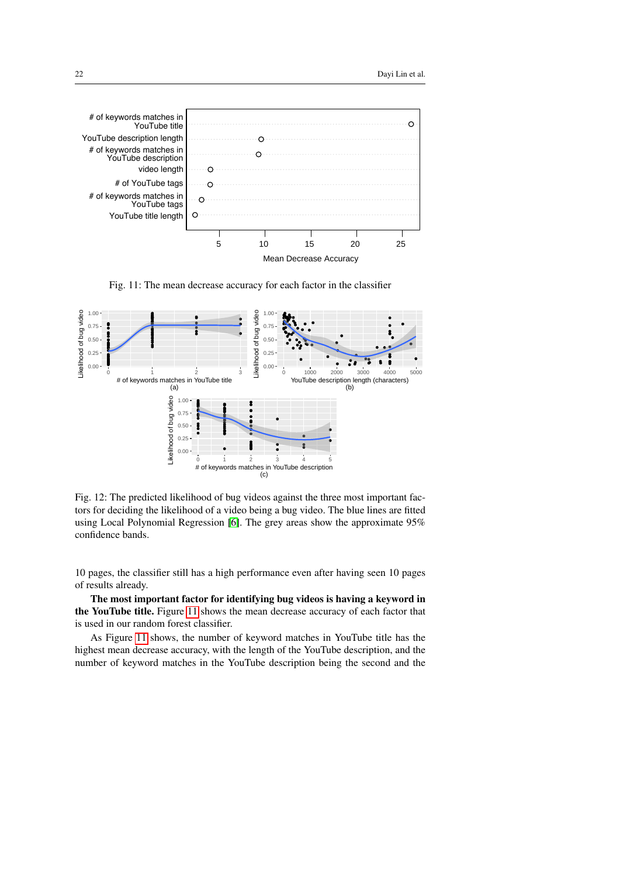Fig. 11: The mean decrease accuracy for each factor in the classifier

Fig. 12: The predicted likelihood of bug videos against the three most important factors for deciding the likelihood of a video being a bug video. The blue lines are fitted using Local Polynomial Regression [6]. The grey areas show the approximate 95% confidence bands.

10 pages, the classifier still has a high performance even after having seen 10 pages of results already.

**The most important factor for identifying bug videos is having a keyword in the YouTube title.** Figure 11 shows the mean decrease accuracy of each factor that is used in our random forest classifier.

As Figure 11 shows, the number of keyword matches in YouTube title has the highest mean decrease accuracy, with the length of the YouTube description, and the number of keyword matches in the YouTube description being the second and the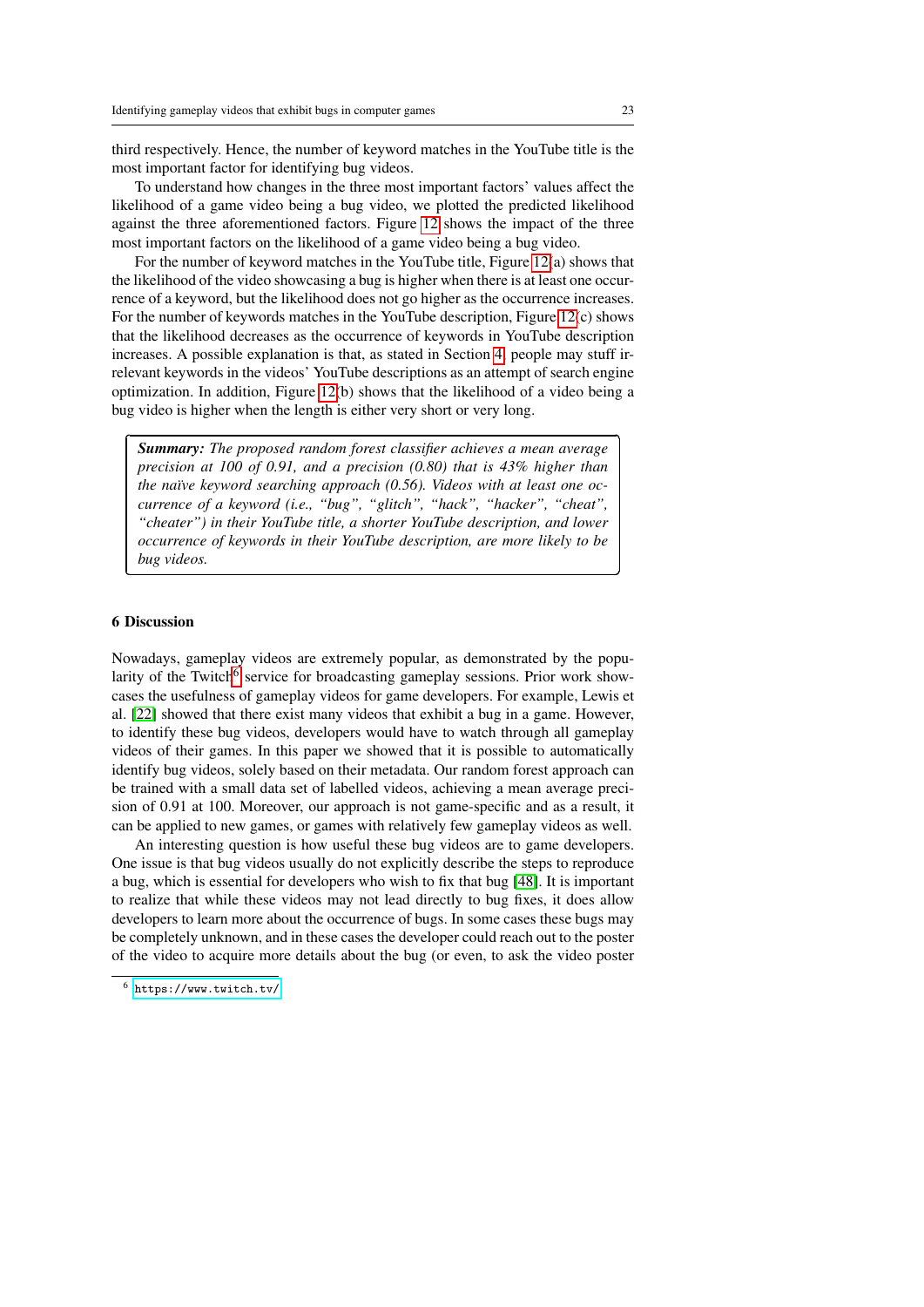third respectively. Hence, the number of keyword matches in the YouTube title is the most important factor for identifying bug videos.

To understand how changes in the three most important factors' values affect the likelihood of a game video being a bug video, we plotted the predicted likelihood against the three aforementioned factors. Figure 12 shows the impact of the three most important factors on the likelihood of a game video being a bug video.

For the number of keyword matches in the YouTube title, Figure 12(a) shows that the likelihood of the video showcasing a bug is higher when there is at least one occurrence of a keyword, but the likelihood does not go higher as the occurrence increases. For the number of keywords matches in the YouTube description, Figure 12(c) shows that the likelihood decreases as the occurrence of keywords in YouTube description increases. A possible explanation is that, as stated in Section 4, people may stuff irrelevant keywords in the videos' YouTube descriptions as an attempt of search engine optimization. In addition, Figure 12(b) shows that the likelihood of a video being a bug video is higher when the length is either very short or very long.

> ***Summary:*** *The proposed random forest classifier achieves a mean average precision at 100 of 0.91, and a precision (0.80) that is 43% higher than the naïve keyword searching approach (0.56). Videos with at least one occurrence of a keyword (i.e., "bug", "glitch", "hack", "hacker", "cheat", "cheater") in their YouTube title, a shorter YouTube description, and lower occurrence of keywords in their YouTube description, are more likely to be bug videos.*

## 6 Discussion

Nowadays, gameplay videos are extremely popular, as demonstrated by the popularity of the Twitch[6] service for broadcasting gameplay sessions. Prior work showcases the usefulness of gameplay videos for game developers. For example, Lewis et al. [22] showed that there exist many videos that exhibit a bug in a game. However, to identify these bug videos, developers would have to watch through all gameplay videos of their games. In this paper we showed that it is possible to automatically identify bug videos, solely based on their metadata. Our random forest approach can be trained with a small data set of labelled videos, achieving a mean average precision of 0.91 at 100. Moreover, our approach is not game-specific and as a result, it can be applied to new games, or games with relatively few gameplay videos as well.

An interesting question is how useful these bug videos are to game developers. One issue is that bug videos usually do not explicitly describe the steps to reproduce a bug, which is essential for developers who wish to fix that bug [48]. It is important to realize that while these videos may not lead directly to bug fixes, it does allow developers to learn more about the occurrence of bugs. In some cases these bugs may be completely unknown, and in these cases the developer could reach out to the poster of the video to acquire more details about the bug (or even, to ask the video poster

[6] https://www.twitch.tv/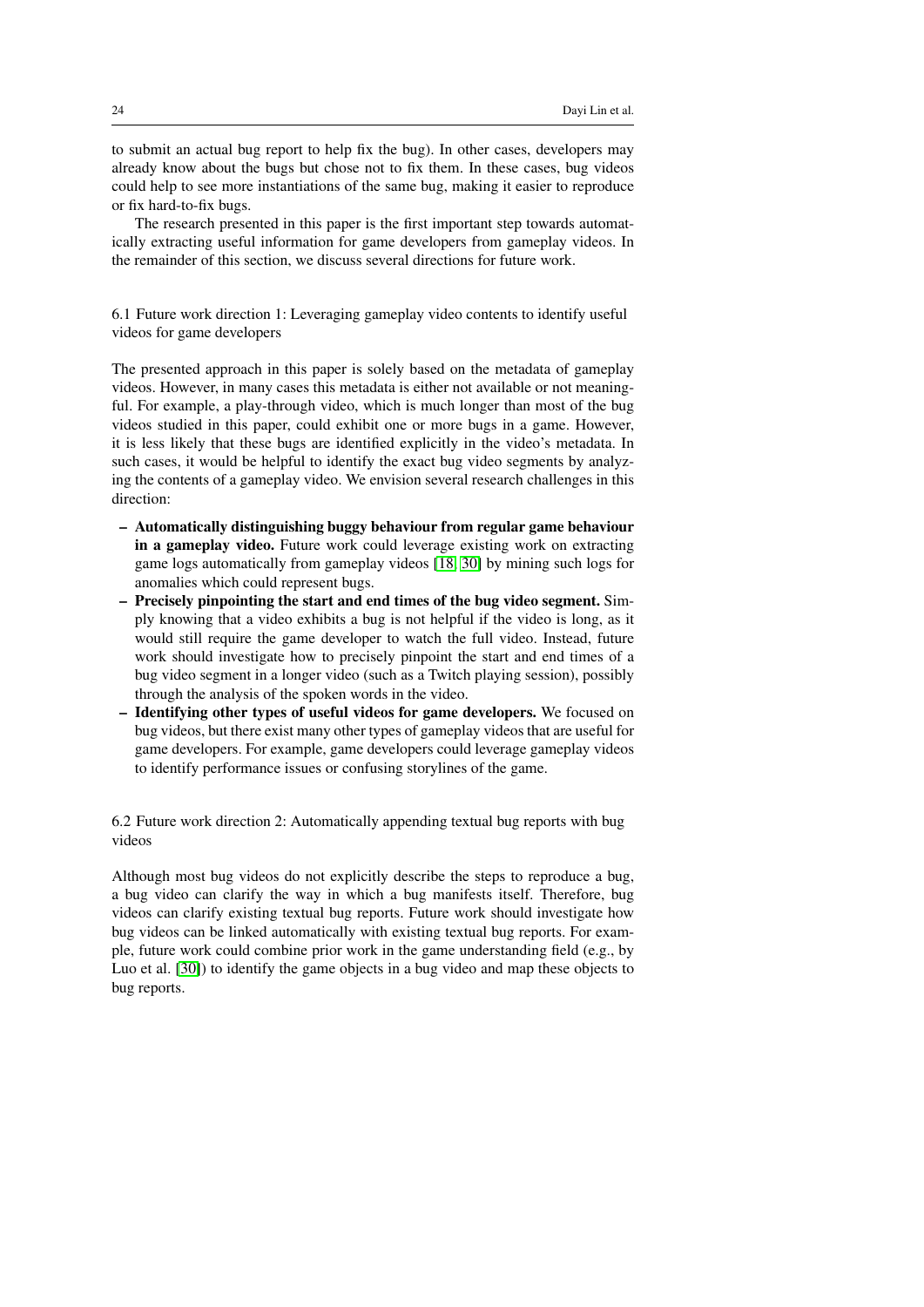to submit an actual bug report to help fix the bug). In other cases, developers may already know about the bugs but chose not to fix them. In these cases, bug videos could help to see more instantiations of the same bug, making it easier to reproduce or fix hard-to-fix bugs.

The research presented in this paper is the first important step towards automatically extracting useful information for game developers from gameplay videos. In the remainder of this section, we discuss several directions for future work.

### 6.1 Future work direction 1: Leveraging gameplay video contents to identify useful videos for game developers

The presented approach in this paper is solely based on the metadata of gameplay videos. However, in many cases this metadata is either not available or not meaningful. For example, a play-through video, which is much longer than most of the bug videos studied in this paper, could exhibit one or more bugs in a game. However, it is less likely that these bugs are identified explicitly in the video's metadata. In such cases, it would be helpful to identify the exact bug video segments by analyzing the contents of a gameplay video. We envision several research challenges in this direction:

- **Automatically distinguishing buggy behaviour from regular game behaviour in a gameplay video.** Future work could leverage existing work on extracting game logs automatically from gameplay videos [18, 30] by mining such logs for anomalies which could represent bugs.
- **Precisely pinpointing the start and end times of the bug video segment.** Simply knowing that a video exhibits a bug is not helpful if the video is long, as it would still require the game developer to watch the full video. Instead, future work should investigate how to precisely pinpoint the start and end times of a bug video segment in a longer video (such as a Twitch playing session), possibly through the analysis of the spoken words in the video.
- **Identifying other types of useful videos for game developers.** We focused on bug videos, but there exist many other types of gameplay videos that are useful for game developers. For example, game developers could leverage gameplay videos to identify performance issues or confusing storylines of the game.

### 6.2 Future work direction 2: Automatically appending textual bug reports with bug videos

Although most bug videos do not explicitly describe the steps to reproduce a bug, a bug video can clarify the way in which a bug manifests itself. Therefore, bug videos can clarify existing textual bug reports. Future work should investigate how bug videos can be linked automatically with existing textual bug reports. For example, future work could combine prior work in the game understanding field (e.g., by Luo et al. [30]) to identify the game objects in a bug video and map these objects to bug reports.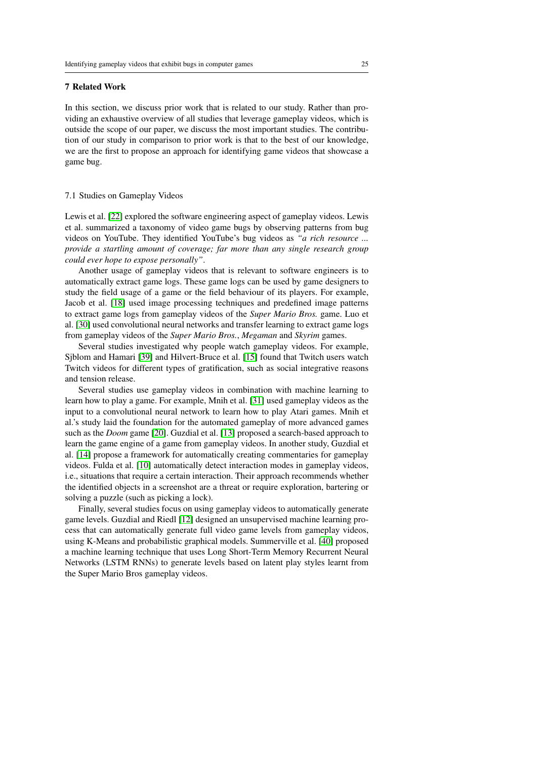## 7 Related Work

In this section, we discuss prior work that is related to our study. Rather than providing an exhaustive overview of all studies that leverage gameplay videos, which is outside the scope of our paper, we discuss the most important studies. The contribution of our study in comparison to prior work is that to the best of our knowledge, we are the first to propose an approach for identifying game videos that showcase a game bug.

### 7.1 Studies on Gameplay Videos

Lewis et al. [22] explored the software engineering aspect of gameplay videos. Lewis et al. summarized a taxonomy of video game bugs by observing patterns from bug videos on YouTube. They identified YouTube's bug videos as *"a rich resource ... provide a startling amount of coverage; far more than any single research group could ever hope to expose personally"*.

Another usage of gameplay videos that is relevant to software engineers is to automatically extract game logs. These game logs can be used by game designers to study the field usage of a game or the field behaviour of its players. For example, Jacob et al. [18] used image processing techniques and predefined image patterns to extract game logs from gameplay videos of the *Super Mario Bros.* game. Luo et al. [30] used convolutional neural networks and transfer learning to extract game logs from gameplay videos of the *Super Mario Bros.*, *Megaman* and *Skyrim* games.

Several studies investigated why people watch gameplay videos. For example, Sjblom and Hamari [39] and Hilvert-Bruce et al. [15] found that Twitch users watch Twitch videos for different types of gratification, such as social integrative reasons and tension release.

Several studies use gameplay videos in combination with machine learning to learn how to play a game. For example, Mnih et al. [31] used gameplay videos as the input to a convolutional neural network to learn how to play Atari games. Mnih et al.'s study laid the foundation for the automated gameplay of more advanced games such as the *Doom* game [20]. Guzdial et al. [13] proposed a search-based approach to learn the game engine of a game from gameplay videos. In another study, Guzdial et al. [14] propose a framework for automatically creating commentaries for gameplay videos. Fulda et al. [10] automatically detect interaction modes in gameplay videos, i.e., situations that require a certain interaction. Their approach recommends whether the identified objects in a screenshot are a threat or require exploration, bartering or solving a puzzle (such as picking a lock).

Finally, several studies focus on using gameplay videos to automatically generate game levels. Guzdial and Riedl [12] designed an unsupervised machine learning process that can automatically generate full video game levels from gameplay videos, using K-Means and probabilistic graphical models. Summerville et al. [40] proposed a machine learning technique that uses Long Short-Term Memory Recurrent Neural Networks (LSTM RNNs) to generate levels based on latent play styles learnt from the Super Mario Bros gameplay videos.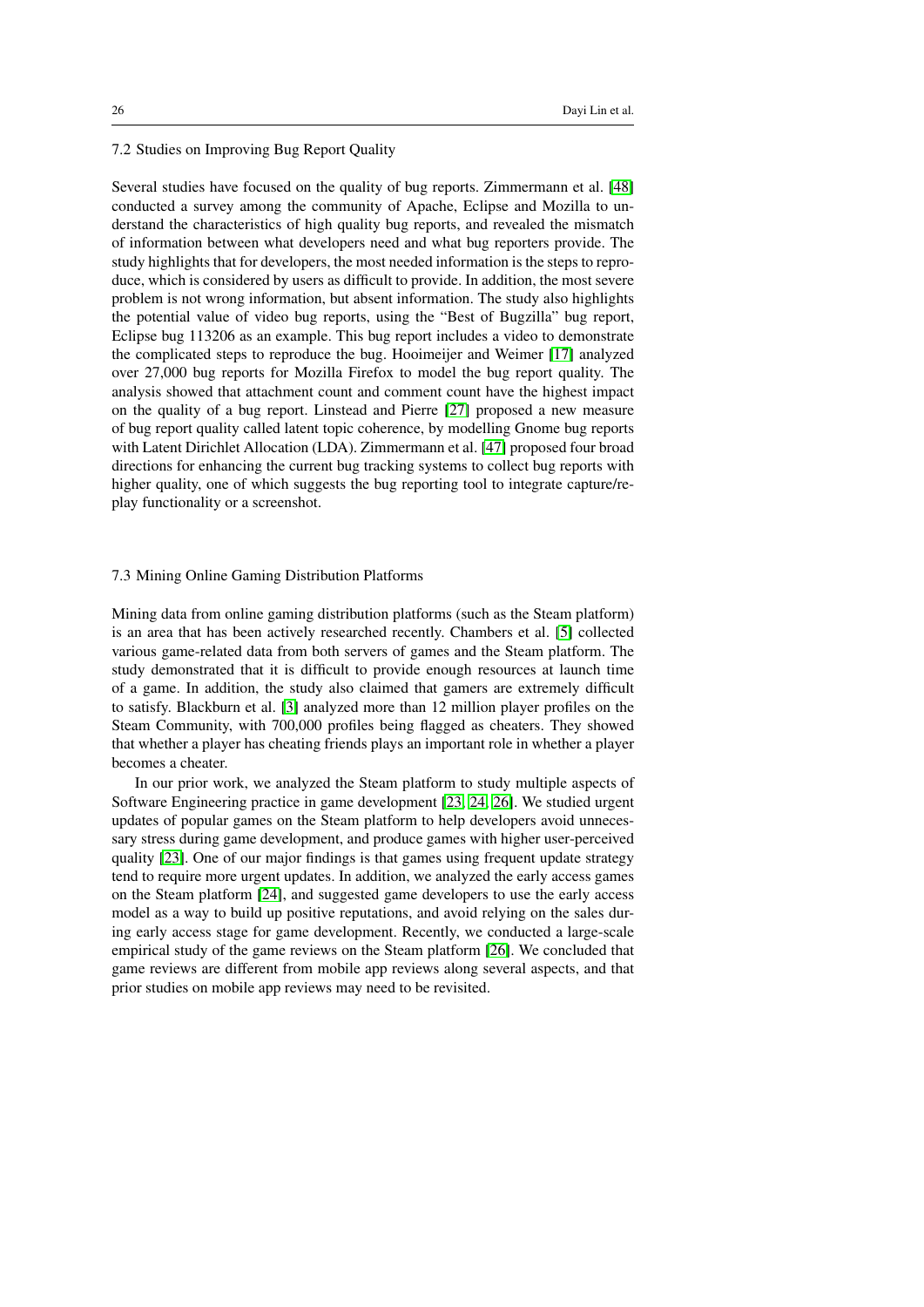### 7.2 Studies on Improving Bug Report Quality

Several studies have focused on the quality of bug reports. Zimmermann et al. [48] conducted a survey among the community of Apache, Eclipse and Mozilla to understand the characteristics of high quality bug reports, and revealed the mismatch of information between what developers need and what bug reporters provide. The study highlights that for developers, the most needed information is the steps to reproduce, which is considered by users as difficult to provide. In addition, the most severe problem is not wrong information, but absent information. The study also highlights the potential value of video bug reports, using the "Best of Bugzilla" bug report, Eclipse bug 113206 as an example. This bug report includes a video to demonstrate the complicated steps to reproduce the bug. Hooimeijer and Weimer [17] analyzed over 27,000 bug reports for Mozilla Firefox to model the bug report quality. The analysis showed that attachment count and comment count have the highest impact on the quality of a bug report. Linstead and Pierre [27] proposed a new measure of bug report quality called latent topic coherence, by modelling Gnome bug reports with Latent Dirichlet Allocation (LDA). Zimmermann et al. [47] proposed four broad directions for enhancing the current bug tracking systems to collect bug reports with higher quality, one of which suggests the bug reporting tool to integrate capture/replay functionality or a screenshot.

### 7.3 Mining Online Gaming Distribution Platforms

Mining data from online gaming distribution platforms (such as the Steam platform) is an area that has been actively researched recently. Chambers et al. [5] collected various game-related data from both servers of games and the Steam platform. The study demonstrated that it is difficult to provide enough resources at launch time of a game. In addition, the study also claimed that gamers are extremely difficult to satisfy. Blackburn et al. [3] analyzed more than 12 million player profiles on the Steam Community, with 700,000 profiles being flagged as cheaters. They showed that whether a player has cheating friends plays an important role in whether a player becomes a cheater.

In our prior work, we analyzed the Steam platform to study multiple aspects of Software Engineering practice in game development [23, 24, 26]. We studied urgent updates of popular games on the Steam platform to help developers avoid unnecessary stress during game development, and produce games with higher user-perceived quality [23]. One of our major findings is that games using frequent update strategy tend to require more urgent updates. In addition, we analyzed the early access games on the Steam platform [24], and suggested game developers to use the early access model as a way to build up positive reputations, and avoid relying on the sales during early access stage for game development. Recently, we conducted a large-scale empirical study of the game reviews on the Steam platform [26]. We concluded that game reviews are different from mobile app reviews along several aspects, and that prior studies on mobile app reviews may need to be revisited.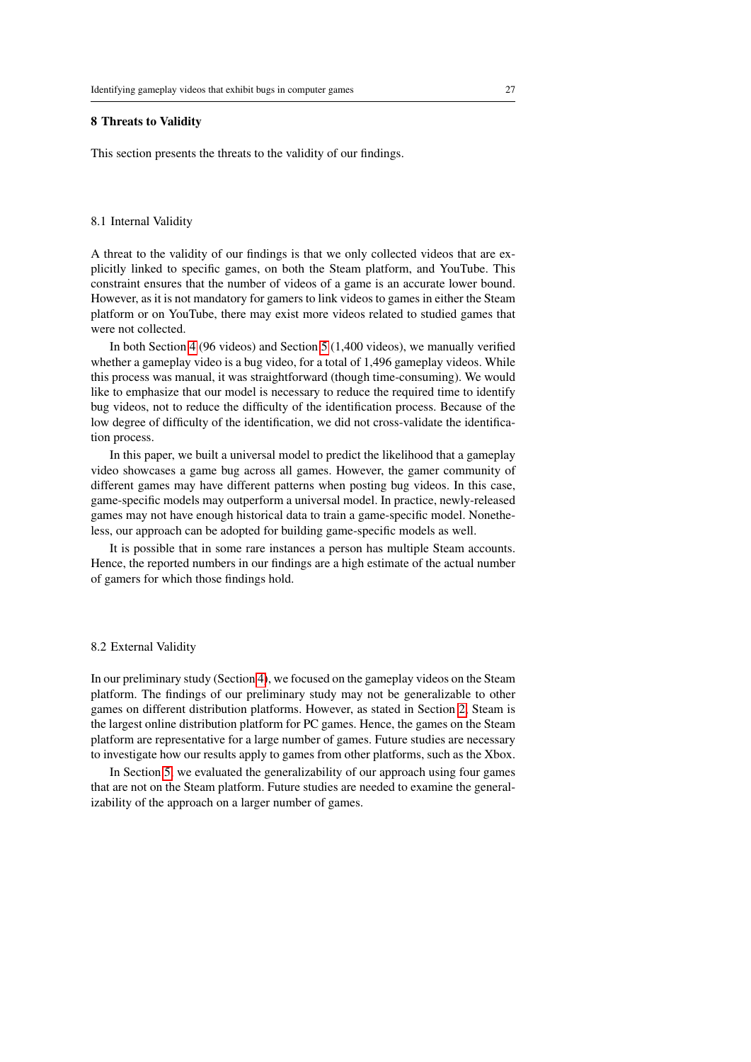## 8 Threats to Validity

This section presents the threats to the validity of our findings.

### 8.1 Internal Validity

A threat to the validity of our findings is that we only collected videos that are explicitly linked to specific games, on both the Steam platform, and YouTube. This constraint ensures that the number of videos of a game is an accurate lower bound. However, as it is not mandatory for gamers to link videos to games in either the Steam platform or on YouTube, there may exist more videos related to studied games that were not collected.

In both Section 4 (96 videos) and Section 5 (1,400 videos), we manually verified whether a gameplay video is a bug video, for a total of 1,496 gameplay videos. While this process was manual, it was straightforward (though time-consuming). We would like to emphasize that our model is necessary to reduce the required time to identify bug videos, not to reduce the difficulty of the identification process. Because of the low degree of difficulty of the identification, we did not cross-validate the identification process.

In this paper, we built a universal model to predict the likelihood that a gameplay video showcases a game bug across all games. However, the gamer community of different games may have different patterns when posting bug videos. In this case, game-specific models may outperform a universal model. In practice, newly-released games may not have enough historical data to train a game-specific model. Nonetheless, our approach can be adopted for building game-specific models as well.

It is possible that in some rare instances a person has multiple Steam accounts. Hence, the reported numbers in our findings are a high estimate of the actual number of gamers for which those findings hold.

### 8.2 External Validity

In our preliminary study (Section 4), we focused on the gameplay videos on the Steam platform. The findings of our preliminary study may not be generalizable to other games on different distribution platforms. However, as stated in Section 2, Steam is the largest online distribution platform for PC games. Hence, the games on the Steam platform are representative for a large number of games. Future studies are necessary to investigate how our results apply to games from other platforms, such as the Xbox.

In Section 5, we evaluated the generalizability of our approach using four games that are not on the Steam platform. Future studies are needed to examine the generalizability of the approach on a larger number of games.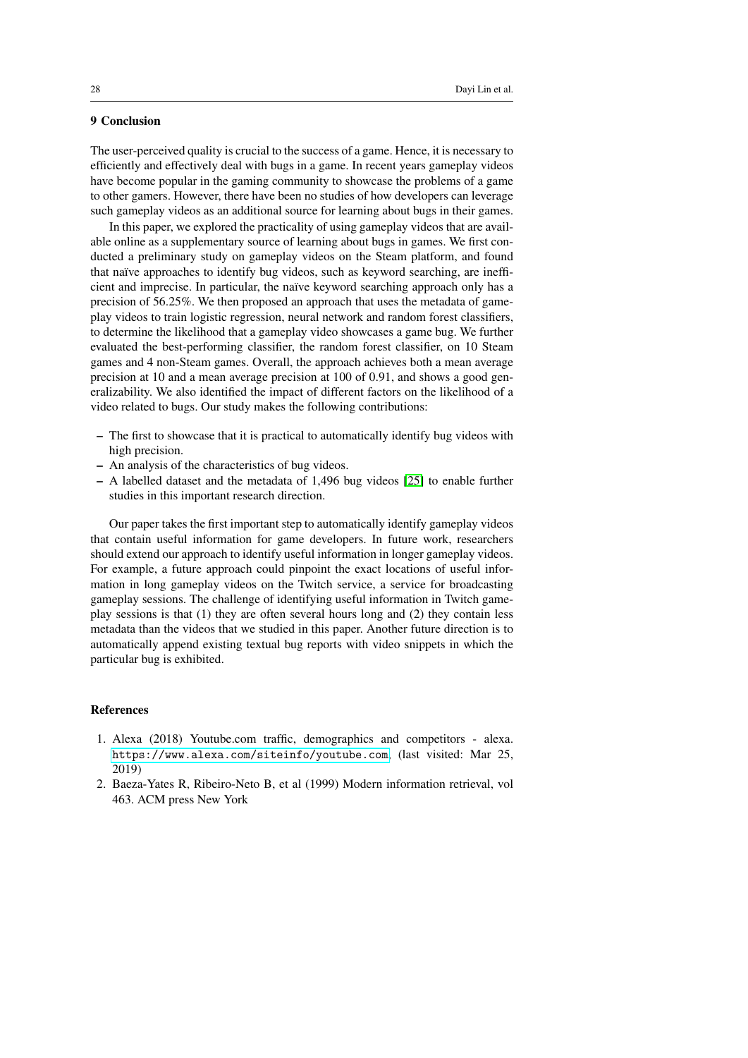## 9 Conclusion

The user-perceived quality is crucial to the success of a game. Hence, it is necessary to efficiently and effectively deal with bugs in a game. In recent years gameplay videos have become popular in the gaming community to showcase the problems of a game to other gamers. However, there have been no studies of how developers can leverage such gameplay videos as an additional source for learning about bugs in their games.

In this paper, we explored the practicality of using gameplay videos that are available online as a supplementary source of learning about bugs in games. We first conducted a preliminary study on gameplay videos on the Steam platform, and found that naïve approaches to identify bug videos, such as keyword searching, are inefficient and imprecise. In particular, the naïve keyword searching approach only has a precision of 56.25%. We then proposed an approach that uses the metadata of gameplay videos to train logistic regression, neural network and random forest classifiers, to determine the likelihood that a gameplay video showcases a game bug. We further evaluated the best-performing classifier, the random forest classifier, on 10 Steam games and 4 non-Steam games. Overall, the approach achieves both a mean average precision at 10 and a mean average precision at 100 of 0.91, and shows a good generalizability. We also identified the impact of different factors on the likelihood of a video related to bugs. Our study makes the following contributions:

- The first to showcase that it is practical to automatically identify bug videos with high precision.
- An analysis of the characteristics of bug videos.
- A labelled dataset and the metadata of 1,496 bug videos [25] to enable further studies in this important research direction.

Our paper takes the first important step to automatically identify gameplay videos that contain useful information for game developers. In future work, researchers should extend our approach to identify useful information in longer gameplay videos. For example, a future approach could pinpoint the exact locations of useful information in long gameplay videos on the Twitch service, a service for broadcasting gameplay sessions. The challenge of identifying useful information in Twitch gameplay sessions is that (1) they are often several hours long and (2) they contain less metadata than the videos that we studied in this paper. Another future direction is to automatically append existing textual bug reports with video snippets in which the particular bug is exhibited.

## References

1. Alexa (2018) Youtube.com traffic, demographics and competitors - alexa. https://www.alexa.com/siteinfo/youtube.com, (last visited: Mar 25, 2019)
2. Baeza-Yates R, Ribeiro-Neto B, et al (1999) Modern information retrieval, vol 463. ACM press New York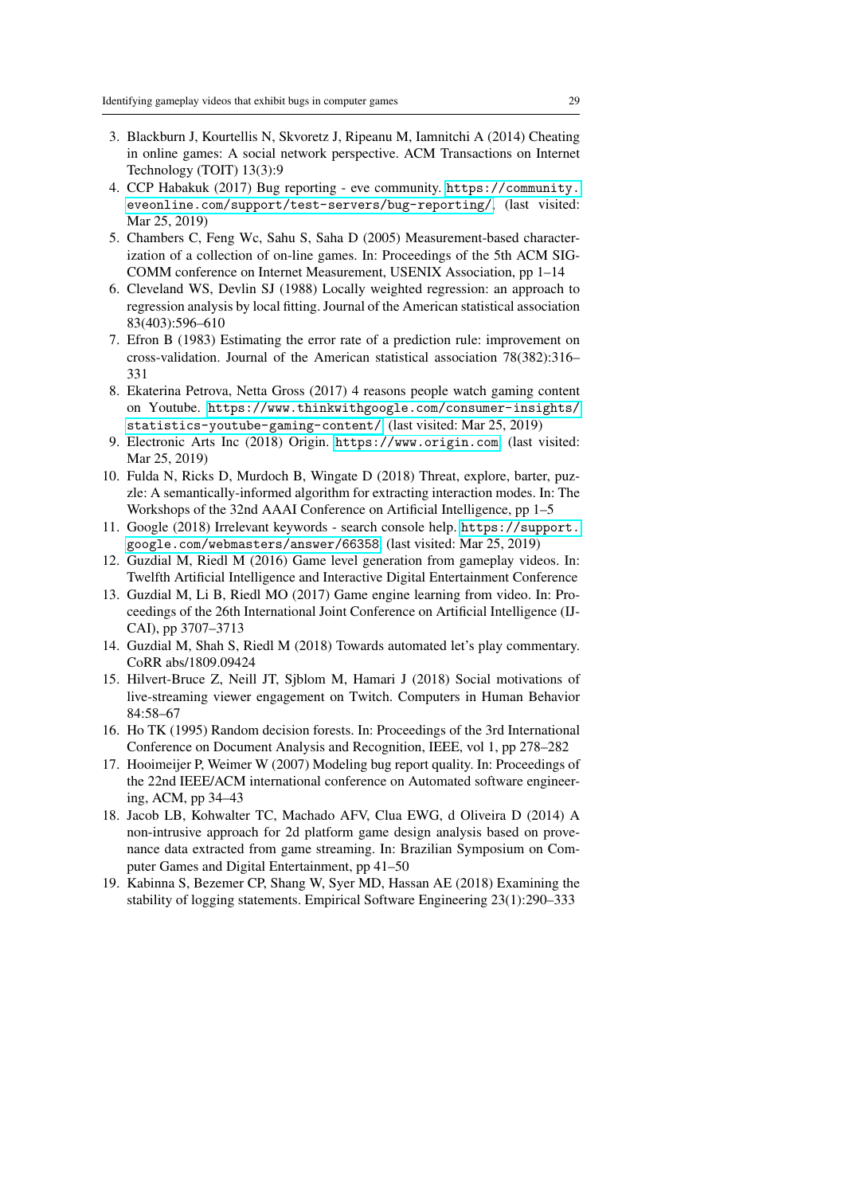3. Blackburn J, Kourtellis N, Skvoretz J, Ripeanu M, Iamnitchi A (2014) Cheating in online games: A social network perspective. ACM Transactions on Internet Technology (TOIT) 13(3):9
4. CCP Habakuk (2017) Bug reporting - eve community. https://community.eveonline.com/support/test-servers/bug-reporting/, (last visited: Mar 25, 2019)
5. Chambers C, Feng Wc, Sahu S, Saha D (2005) Measurement-based characterization of a collection of on-line games. In: Proceedings of the 5th ACM SIGCOMM conference on Internet Measurement, USENIX Association, pp 1–14
6. Cleveland WS, Devlin SJ (1988) Locally weighted regression: an approach to regression analysis by local fitting. Journal of the American statistical association 83(403):596–610
7. Efron B (1983) Estimating the error rate of a prediction rule: improvement on cross-validation. Journal of the American statistical association 78(382):316–331
8. Ekaterina Petrova, Netta Gross (2017) 4 reasons people watch gaming content on Youtube. https://www.thinkwithgoogle.com/consumer-insights/statistics-youtube-gaming-content/ (last visited: Mar 25, 2019)
9. Electronic Arts Inc (2018) Origin. https://www.origin.com (last visited: Mar 25, 2019)
10. Fulda N, Ricks D, Murdoch B, Wingate D (2018) Threat, explore, barter, puzzle: A semantically-informed algorithm for extracting interaction modes. In: The Workshops of the 32nd AAAI Conference on Artificial Intelligence, pp 1–5
11. Google (2018) Irrelevant keywords - search console help. https://support.google.com/webmasters/answer/66358 (last visited: Mar 25, 2019)
12. Guzdial M, Riedl M (2016) Game level generation from gameplay videos. In: Twelfth Artificial Intelligence and Interactive Digital Entertainment Conference
13. Guzdial M, Li B, Riedl MO (2017) Game engine learning from video. In: Proceedings of the 26th International Joint Conference on Artificial Intelligence (IJCAI), pp 3707–3713
14. Guzdial M, Shah S, Riedl M (2018) Towards automated let's play commentary. CoRR abs/1809.09424
15. Hilvert-Bruce Z, Neill JT, Sjblom M, Hamari J (2018) Social motivations of live-streaming viewer engagement on Twitch. Computers in Human Behavior 84:58–67
16. Ho TK (1995) Random decision forests. In: Proceedings of the 3rd International Conference on Document Analysis and Recognition, IEEE, vol 1, pp 278–282
17. Hooimeijer P, Weimer W (2007) Modeling bug report quality. In: Proceedings of the 22nd IEEE/ACM international conference on Automated software engineering, ACM, pp 34–43
18. Jacob LB, Kohwalter TC, Machado AFV, Clua EWG, d Oliveira D (2014) A non-intrusive approach for 2d platform game design analysis based on provenance data extracted from game streaming. In: Brazilian Symposium on Computer Games and Digital Entertainment, pp 41–50
19. Kabinna S, Bezemer CP, Shang W, Syer MD, Hassan AE (2018) Examining the stability of logging statements. Empirical Software Engineering 23(1):290–333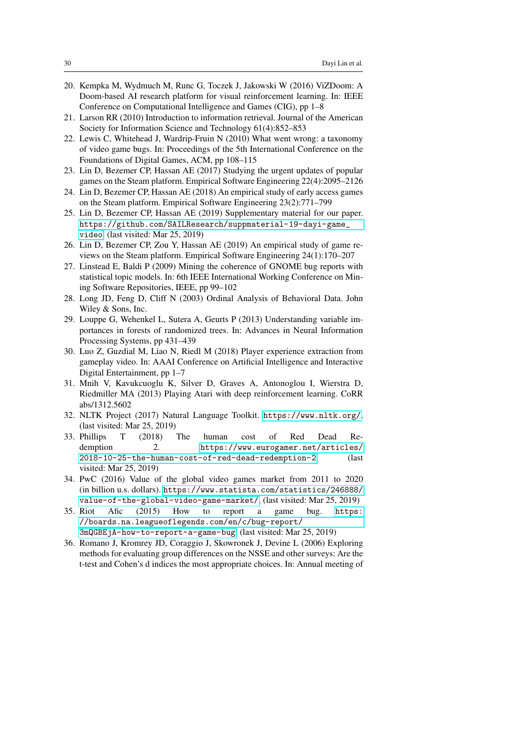20. Kempka M, Wydmuch M, Runc G, Toczek J, Jakowski W (2016) ViZDoom: A Doom-based AI research platform for visual reinforcement learning. In: IEEE Conference on Computational Intelligence and Games (CIG), pp 1–8
21. Larson RR (2010) Introduction to information retrieval. Journal of the American Society for Information Science and Technology 61(4):852–853
22. Lewis C, Whitehead J, Wardrip-Fruin N (2010) What went wrong: a taxonomy of video game bugs. In: Proceedings of the 5th International Conference on the Foundations of Digital Games, ACM, pp 108–115
23. Lin D, Bezemer CP, Hassan AE (2017) Studying the urgent updates of popular games on the Steam platform. Empirical Software Engineering 22(4):2095–2126
24. Lin D, Bezemer CP, Hassan AE (2018) An empirical study of early access games on the Steam platform. Empirical Software Engineering 23(2):771–799
25. Lin D, Bezemer CP, Hassan AE (2019) Supplementary material for our paper. https://github.com/SAILResearch/suppmaterial-19-dayi-game_video (last visited: Mar 25, 2019)
26. Lin D, Bezemer CP, Zou Y, Hassan AE (2019) An empirical study of game reviews on the Steam platform. Empirical Software Engineering 24(1):170–207
27. Linstead E, Baldi P (2009) Mining the coherence of GNOME bug reports with statistical topic models. In: 6th IEEE International Working Conference on Mining Software Repositories, IEEE, pp 99–102
28. Long JD, Feng D, Cliff N (2003) Ordinal Analysis of Behavioral Data. John Wiley & Sons, Inc.
29. Louppe G, Wehenkel L, Sutera A, Geurts P (2013) Understanding variable importances in forests of randomized trees. In: Advances in Neural Information Processing Systems, pp 431–439
30. Luo Z, Guzdial M, Liao N, Riedl M (2018) Player experience extraction from gameplay video. In: AAAI Conference on Artificial Intelligence and Interactive Digital Entertainment, pp 1–7
31. Mnih V, Kavukcuoglu K, Silver D, Graves A, Antonoglou I, Wierstra D, Riedmiller MA (2013) Playing Atari with deep reinforcement learning. CoRR abs/1312.5602
32. NLTK Project (2017) Natural Language Toolkit. https://www.nltk.org/, (last visited: Mar 25, 2019)
33. Phillips T (2018) The human cost of Red Dead Redemption 2. https://www.eurogamer.net/articles/2018-10-25-the-human-cost-of-red-dead-redemption-2 (last visited: Mar 25, 2019)
34. PwC (2016) Value of the global video games market from 2011 to 2020 (in billion u.s. dollars). https://www.statista.com/statistics/246888/value-of-the-global-video-game-market/, (last visited: Mar 25, 2019)
35. Riot Afic (2015) How to report a game bug. https://boards.na.leagueoflegends.com/en/c/bug-report/3mQGBEjA-how-to-report-a-game-bug (last visited: Mar 25, 2019)
36. Romano J, Kromrey JD, Coraggio J, Skowronek J, Devine L (2006) Exploring methods for evaluating group differences on the NSSE and other surveys: Are the t-test and Cohen's d indices the most appropriate choices. In: Annual meeting of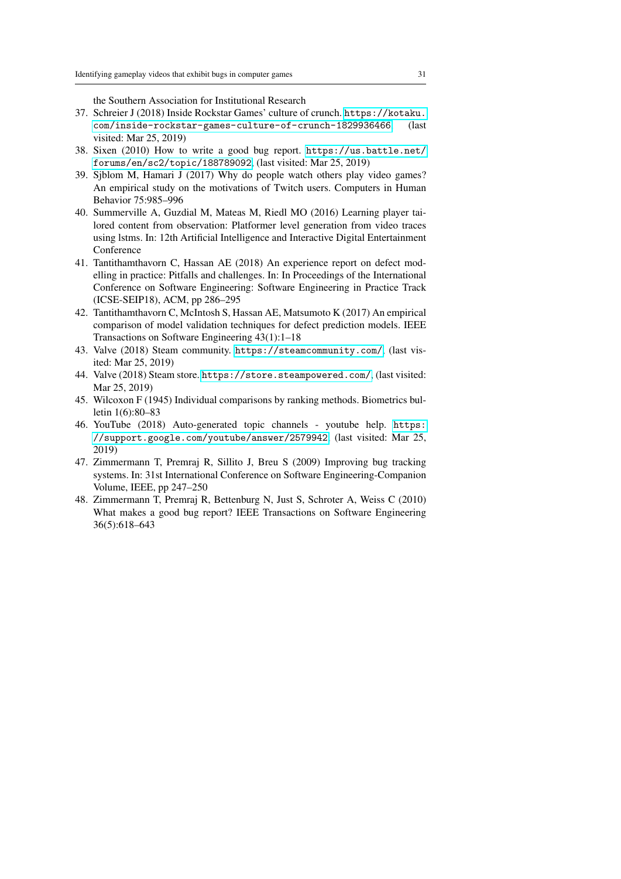the Southern Association for Institutional Research

37. Schreier J (2018) Inside Rockstar Games' culture of crunch. https://kotaku.com/inside-rockstar-games-culture-of-crunch-1829936466 (last visited: Mar 25, 2019)
38. Sixen (2010) How to write a good bug report. https://us.battle.net/forums/en/sc2/topic/188789092 (last visited: Mar 25, 2019)
39. Sjblom M, Hamari J (2017) Why do people watch others play video games? An empirical study on the motivations of Twitch users. Computers in Human Behavior 75:985–996
40. Summerville A, Guzdial M, Mateas M, Riedl MO (2016) Learning player tailored content from observation: Platformer level generation from video traces using lstms. In: 12th Artificial Intelligence and Interactive Digital Entertainment Conference
41. Tantithamthavorn C, Hassan AE (2018) An experience report on defect modelling in practice: Pitfalls and challenges. In: In Proceedings of the International Conference on Software Engineering: Software Engineering in Practice Track (ICSE-SEIP18), ACM, pp 286–295
42. Tantithamthavorn C, McIntosh S, Hassan AE, Matsumoto K (2017) An empirical comparison of model validation techniques for defect prediction models. IEEE Transactions on Software Engineering 43(1):1–18
43. Valve (2018) Steam community. https://steamcommunity.com/ (last visited: Mar 25, 2019)
44. Valve (2018) Steam store. https://store.steampowered.com/ (last visited: Mar 25, 2019)
45. Wilcoxon F (1945) Individual comparisons by ranking methods. Biometrics bulletin 1(6):80–83
46. YouTube (2018) Auto-generated topic channels - youtube help. https://support.google.com/youtube/answer/2579942 (last visited: Mar 25, 2019)
47. Zimmermann T, Premraj R, Sillito J, Breu S (2009) Improving bug tracking systems. In: 31st International Conference on Software Engineering-Companion Volume, IEEE, pp 247–250
48. Zimmermann T, Premraj R, Bettenburg N, Just S, Schroter A, Weiss C (2010) What makes a good bug report? IEEE Transactions on Software Engineering 36(5):618–643